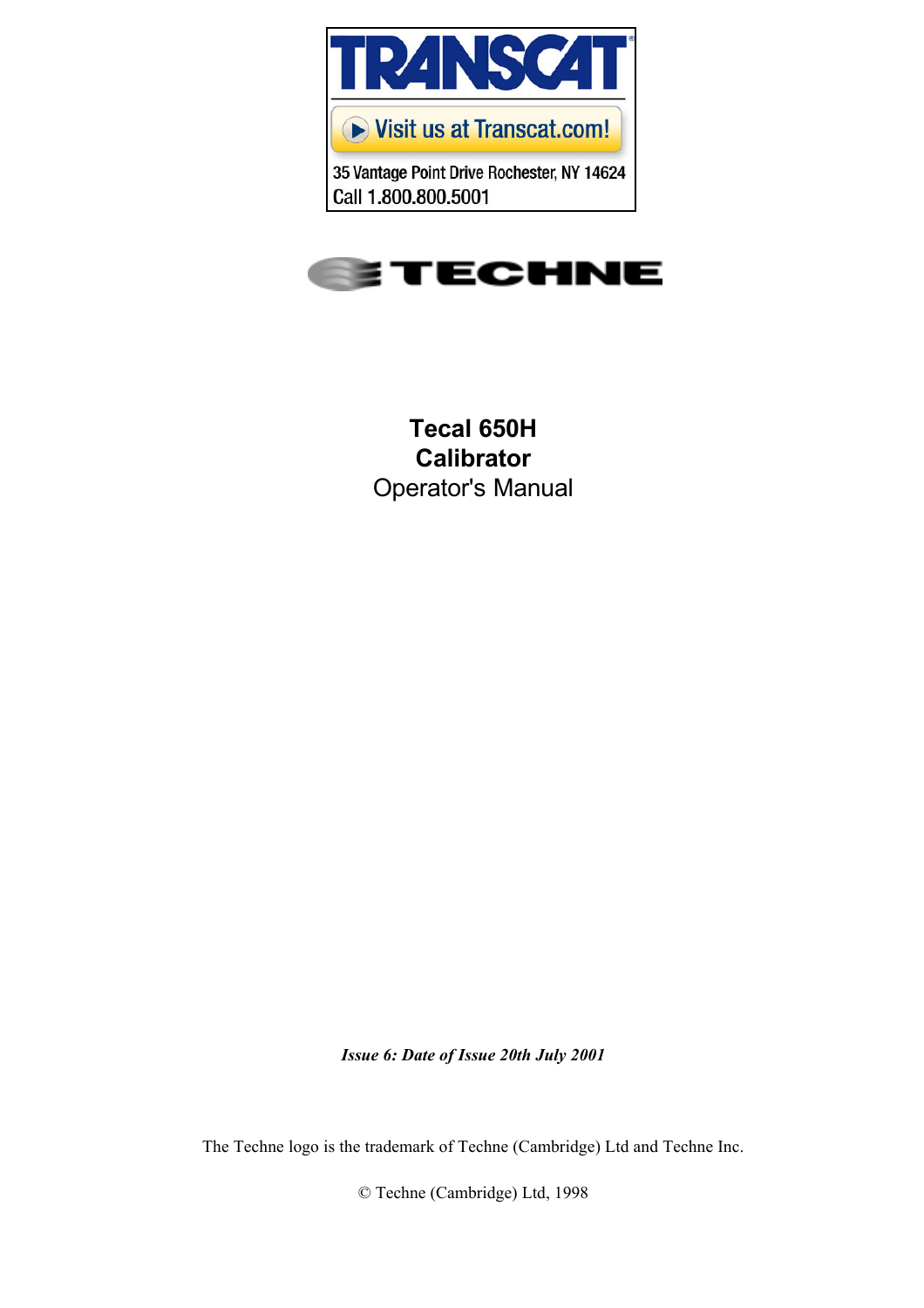TRANSCAT

Visit us at Transcat.com!

35 Vantage Point Drive Rochester, NY 14624
Call 1.800.800.5001

TECHNE

# Tecal 650H Calibrator

Operator's Manual

*Issue 6: Date of Issue 20th July 2001*

The Techne logo is the trademark of Techne (Cambridge) Ltd and Techne Inc.

© Techne (Cambridge) Ltd, 1998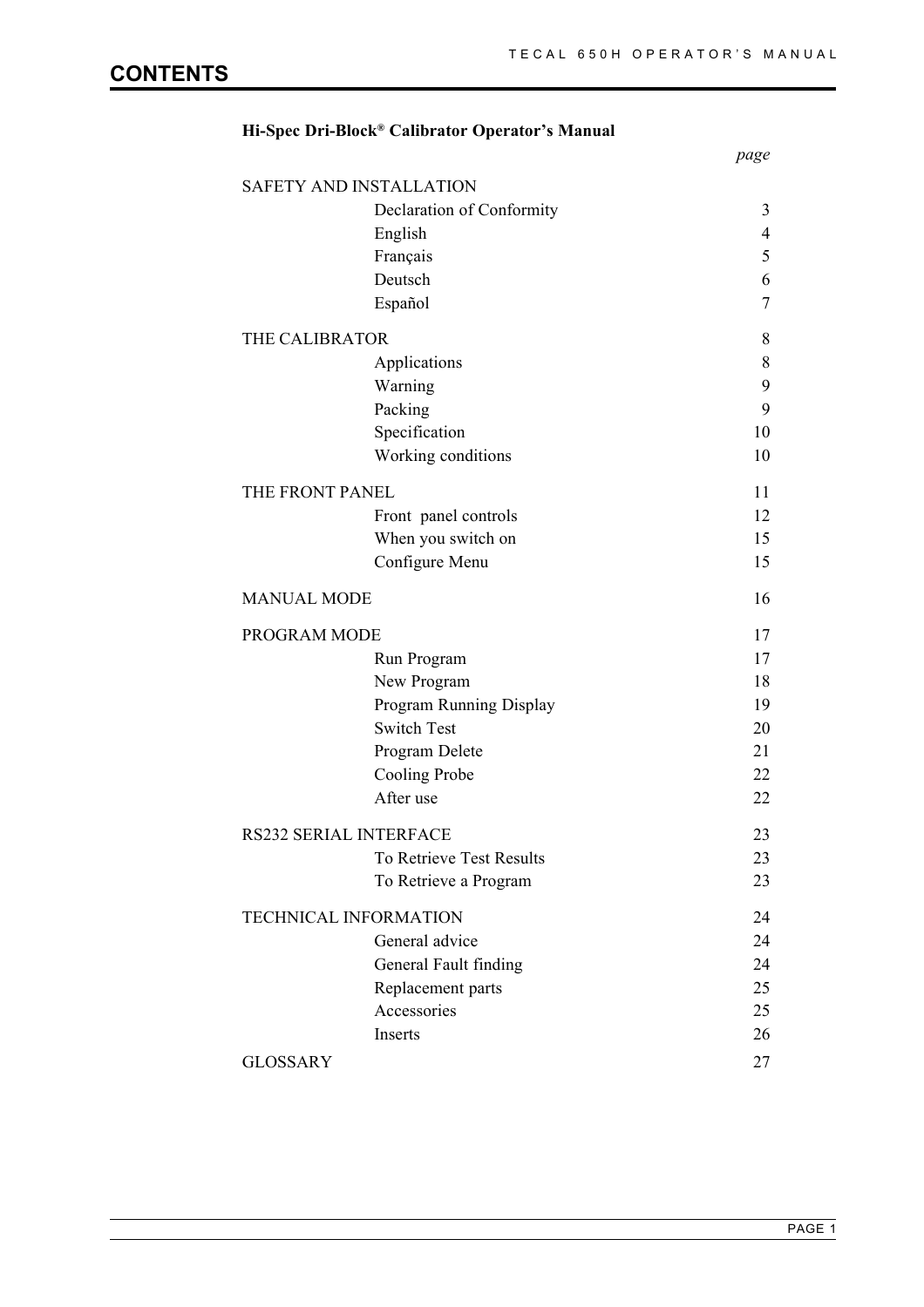# CONTENTS

**Hi-Spec Dri-Block® Calibrator Operator's Manual**

| | | *page* |
|---|---|---|
| SAFETY AND INSTALLATION | | |
| | Declaration of Conformity | 3 |
| | English | 4 |
| | Français | 5 |
| | Deutsch | 6 |
| | Español | 7 |
| THE CALIBRATOR | | 8 |
| | Applications | 8 |
| | Warning | 9 |
| | Packing | 9 |
| | Specification | 10 |
| | Working conditions | 10 |
| THE FRONT PANEL | | 11 |
| | Front panel controls | 12 |
| | When you switch on | 15 |
| | Configure Menu | 15 |
| MANUAL MODE | | 16 |
| PROGRAM MODE | | 17 |
| | Run Program | 17 |
| | New Program | 18 |
| | Program Running Display | 19 |
| | Switch Test | 20 |
| | Program Delete | 21 |
| | Cooling Probe | 22 |
| | After use | 22 |
| RS232 SERIAL INTERFACE | | 23 |
| | To Retrieve Test Results | 23 |
| | To Retrieve a Program | 23 |
| TECHNICAL INFORMATION | | 24 |
| | General advice | 24 |
| | General Fault finding | 24 |
| | Replacement parts | 25 |
| | Accessories | 25 |
| | Inserts | 26 |
| GLOSSARY | | 27 |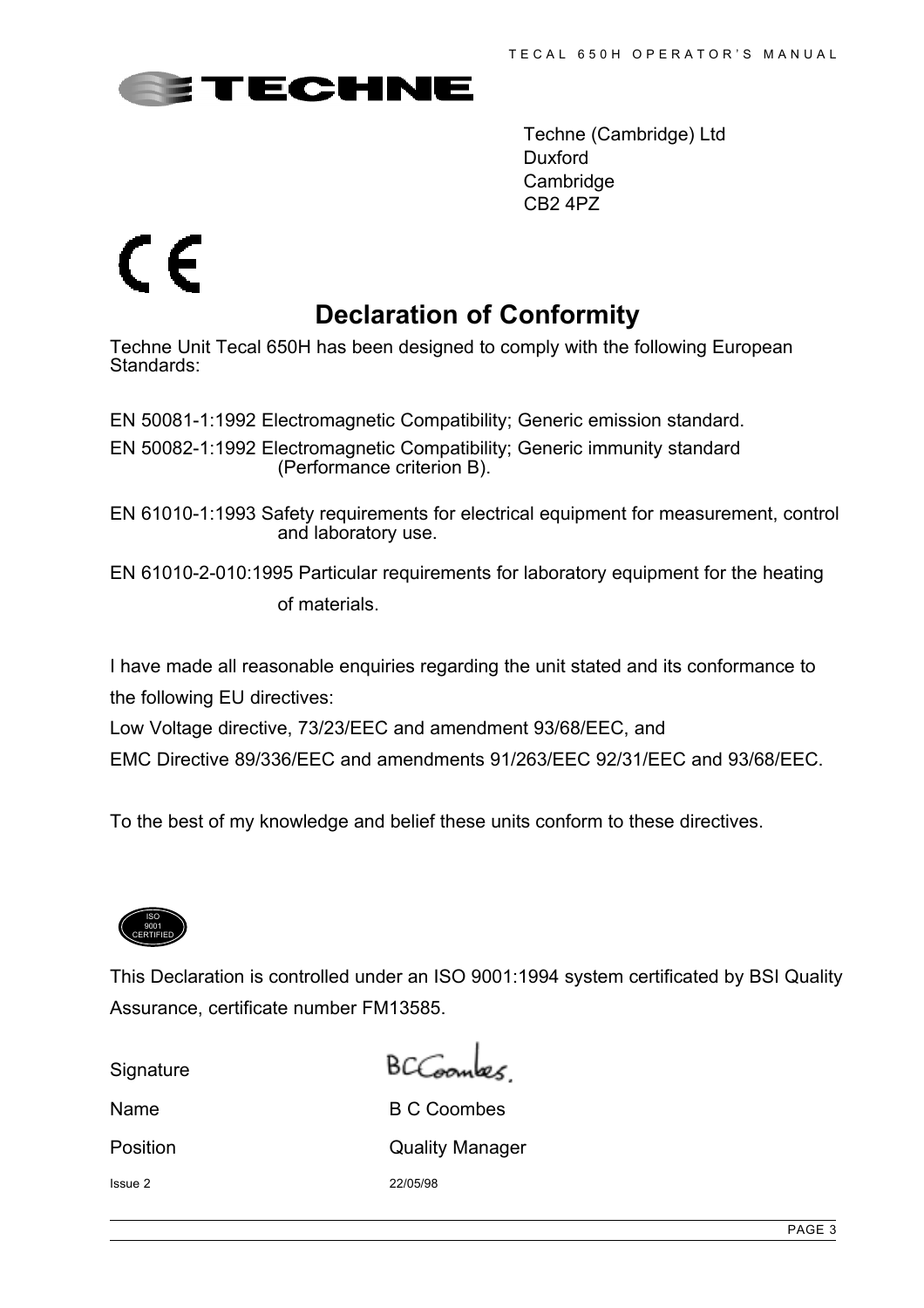Techne (Cambridge) Ltd
Duxford
Cambridge
CB2 4PZ

# Declaration of Conformity

Techne Unit Tecal 650H has been designed to comply with the following European Standards:

EN 50081-1:1992 Electromagnetic Compatibility; Generic emission standard.

EN 50082-1:1992 Electromagnetic Compatibility; Generic immunity standard (Performance criterion B).

EN 61010-1:1993 Safety requirements for electrical equipment for measurement, control and laboratory use.

EN 61010-2-010:1995 Particular requirements for laboratory equipment for the heating of materials.

I have made all reasonable enquiries regarding the unit stated and its conformance to the following EU directives:

Low Voltage directive, 73/23/EEC and amendment 93/68/EEC, and

EMC Directive 89/336/EEC and amendments 91/263/EEC 92/31/EEC and 93/68/EEC.

To the best of my knowledge and belief these units conform to these directives.

ISO 9001 CERTIFIED

This Declaration is controlled under an ISO 9001:1994 system certificated by BSI Quality Assurance, certificate number FM13585.

Signature BCCoombes

Name B C Coombes

Position Quality Manager

Issue 2 22/05/98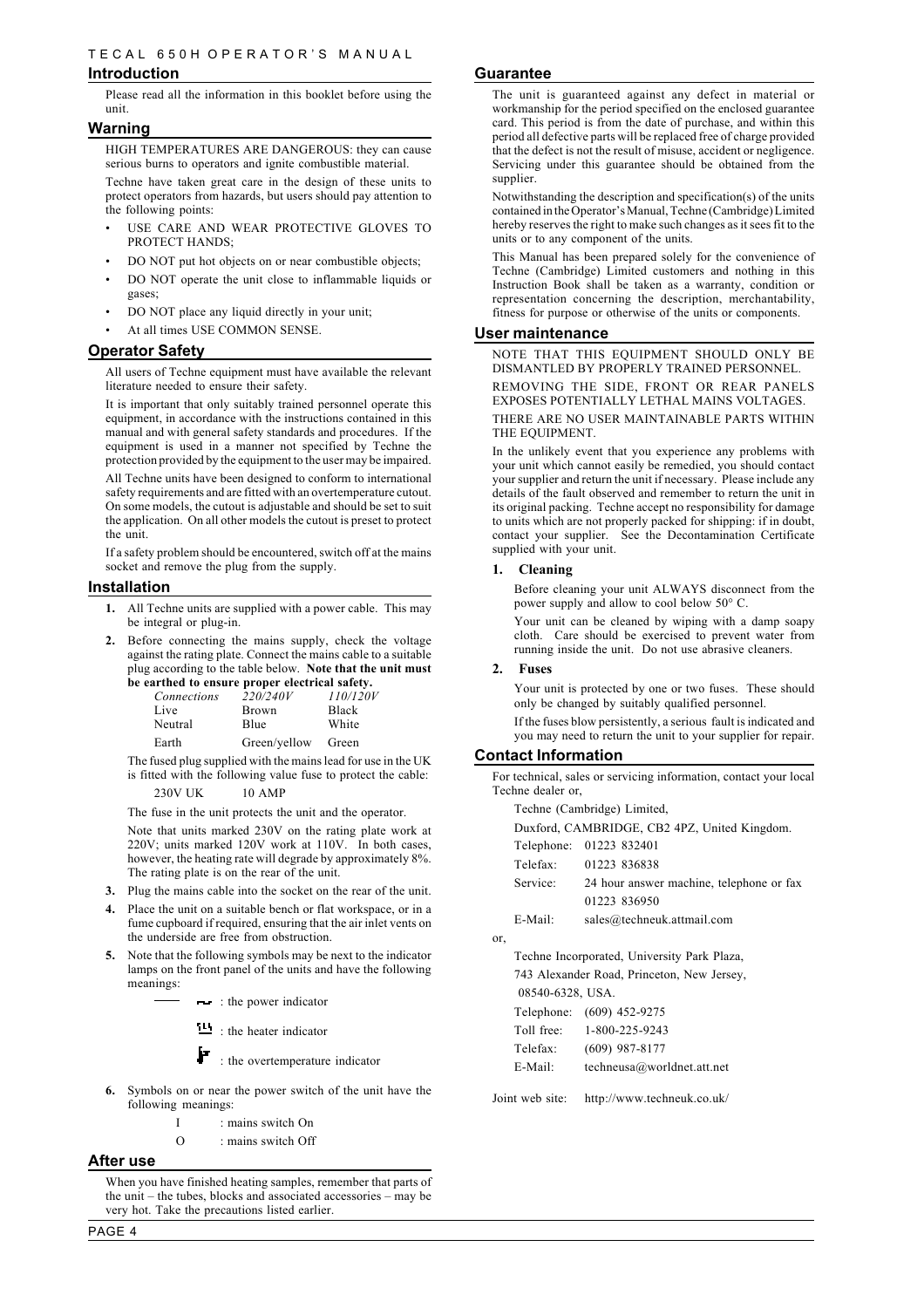## Introduction

Please read all the information in this booklet before using the unit.

## Warning

HIGH TEMPERATURES ARE DANGEROUS: they can cause serious burns to operators and ignite combustible material.

Techne have taken great care in the design of these units to protect operators from hazards, but users should pay attention to the following points:

- USE CARE AND WEAR PROTECTIVE GLOVES TO PROTECT HANDS;
- DO NOT put hot objects on or near combustible objects;
- DO NOT operate the unit close to inflammable liquids or gases;
- DO NOT place any liquid directly in your unit;
- At all times USE COMMON SENSE.

## Operator Safety

All users of Techne equipment must have available the relevant literature needed to ensure their safety.

It is important that only suitably trained personnel operate this equipment, in accordance with the instructions contained in this manual and with general safety standards and procedures. If the equipment is used in a manner not specified by Techne the protection provided by the equipment to the user may be impaired.

All Techne units have been designed to conform to international safety requirements and are fitted with an overtemperature cutout. On some models, the cutout is adjustable and should be set to suit the application. On all other models the cutout is preset to protect the unit.

If a safety problem should be encountered, switch off at the mains socket and remove the plug from the supply.

## Installation

1. All Techne units are supplied with a power cable. This may be integral or plug-in.
2. Before connecting the mains supply, check the voltage against the rating plate. Connect the mains cable to a suitable plug according to the table below. **Note that the unit must be earthed to ensure proper electrical safety.**

| *Connections* | *220/240V* | *110/120V* |
|---|---|---|
| Live | Brown | Black |
| Neutral | Blue | White |
| Earth | Green/yellow | Green |

The fused plug supplied with the mains lead for use in the UK is fitted with the following value fuse to protect the cable:

230V UK 10 AMP

The fuse in the unit protects the unit and the operator.

Note that units marked 230V on the rating plate work at 220V; units marked 120V work at 110V. In both cases, however, the heating rate will degrade by approximately 8%. The rating plate is on the rear of the unit.

3. Plug the mains cable into the socket on the rear of the unit.
4. Place the unit on a suitable bench or flat workspace, or in a fume cupboard if required, ensuring that the air inlet vents on the underside are free from obstruction.
5. Note that the following symbols may be next to the indicator lamps on the front panel of the units and have the following meanings:

   : the power indicator

   : the heater indicator

   : the overtemperature indicator

6. Symbols on or near the power switch of the unit have the following meanings:

   I : mains switch On

   O : mains switch Off

## After use

When you have finished heating samples, remember that parts of the unit – the tubes, blocks and associated accessories – may be very hot. Take the precautions listed earlier.

## Guarantee

The unit is guaranteed against any defect in material or workmanship for the period specified on the enclosed guarantee card. This period is from the date of purchase, and within this period all defective parts will be replaced free of charge provided that the defect is not the result of misuse, accident or negligence. Servicing under this guarantee should be obtained from the supplier.

Notwithstanding the description and specification(s) of the units contained in the Operator's Manual, Techne (Cambridge) Limited hereby reserves the right to make such changes as it sees fit to the units or to any component of the units.

This Manual has been prepared solely for the convenience of Techne (Cambridge) Limited customers and nothing in this Instruction Book shall be taken as a warranty, condition or representation concerning the description, merchantability, fitness for purpose or otherwise of the units or components.

## User maintenance

NOTE THAT THIS EQUIPMENT SHOULD ONLY BE DISMANTLED BY PROPERLY TRAINED PERSONNEL.

REMOVING THE SIDE, FRONT OR REAR PANELS EXPOSES POTENTIALLY LETHAL MAINS VOLTAGES.

THERE ARE NO USER MAINTAINABLE PARTS WITHIN THE EQUIPMENT.

In the unlikely event that you experience any problems with your unit which cannot easily be remedied, you should contact your supplier and return the unit if necessary. Please include any details of the fault observed and remember to return the unit in its original packing. Techne accept no responsibility for damage to units which are not properly packed for shipping: if in doubt, contact your supplier. See the Decontamination Certificate supplied with your unit.

**1. Cleaning**

Before cleaning your unit ALWAYS disconnect from the power supply and allow to cool below 50° C.

Your unit can be cleaned by wiping with a damp soapy cloth. Care should be exercised to prevent water from running inside the unit. Do not use abrasive cleaners.

**2. Fuses**

Your unit is protected by one or two fuses. These should only be changed by suitably qualified personnel.

If the fuses blow persistently, a serious fault is indicated and you may need to return the unit to your supplier for repair.

## Contact Information

For technical, sales or servicing information, contact your local Techne dealer or,

Techne (Cambridge) Limited,

Duxford, CAMBRIDGE, CB2 4PZ, United Kingdom.

Telephone: 01223 832401

Telefax: 01223 836838

Service: 24 hour answer machine, telephone or fax 01223 836950

E-Mail: sales@techneuk.attmail.com

or,

Techne Incorporated, University Park Plaza,

743 Alexander Road, Princeton, New Jersey,

08540-6328, USA.

Telephone: (609) 452-9275

Toll free: 1-800-225-9243

Telefax: (609) 987-8177

E-Mail: techneusa@worldnet.att.net

Joint web site: http://www.techneuk.co.uk/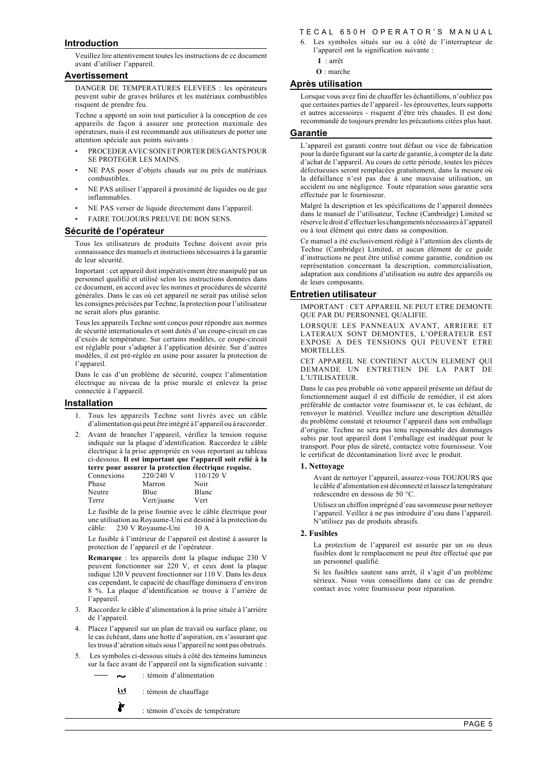## Introduction

Veuillez lire attentivement toutes les instructions de ce document avant d'utiliser l'appareil.

## Avertissement

DANGER DE TEMPERATURES ELEVEES : les opérateurs peuvent subir de graves brûlures et les matériaux combustibles risquent de prendre feu.

Techne a apporté un soin tout particulier à la conception de ces appareils de façon à assurer une protection maximale des opérateurs, mais il est recommandé aux utilisateurs de porter une attention spéciale aux points suivants :

- PROCEDER AVEC SOIN ET PORTER DES GANTS POUR SE PROTEGER LES MAINS.
- NE PAS poser d'objets chauds sur ou près de matériaux combustibles.
- NE PAS utiliser l'appareil à proximité de liquides ou de gaz inflammables.
- NE PAS verser de liquide directement dans l'appareil.
- FAIRE TOUJOURS PREUVE DE BON SENS.

## Sécurité de l'opérateur

Tous les utilisateurs de produits Techne doivent avoir pris connaissance des manuels et instructions nécessaires à la garantie de leur sécurité.

Important : cet appareil doit impérativement être manipulé par un personnel qualifié et utilisé selon les instructions données dans ce document, en accord avec les normes et procédures de sécurité générales. Dans le cas où cet appareil ne serait pas utilisé selon les consignes précisées par Techne, la protection pour l'utilisateur ne serait alors plus garantie.

Tous les appareils Techne sont conçus pour répondre aux normes de sécurité internationales et sont dotés d'un coupe-circuit en cas d'excès de température. Sur certains modèles, ce coupe-circuit est réglable pour s'adapter à l'application désirée. Sur d'autres modèles, il est pré-réglée en usine pour assurer la protection de l'appareil.

Dans le cas d'un problème de sécurité, coupez l'alimentation électrique au niveau de la prise murale et enlevez la prise connectée à l'appareil.

## Installation

1. Tous les appareils Techne sont livrés avec un câble d'alimentation qui peut être intégré à l'appareil ou à raccorder.
2. Avant de brancher l'appareil, vérifiez la tension requise indiquée sur la plaque d'identification. Raccordez le câble électrique à la prise appropriée en vous reportant au tableau ci-dessous. **Il est important que l'appareil soit relié à la terre pour assurer la protection électrique requise.**

| Connexions | 220/240 V | 110/120 V |
|---|---|---|
| Phase | Marron | Noir |
| Neutre | Blue | Blanc |
| Terre | Vert/juane | Vert |

   Le fusible de la prise fournie avec le câble électrique pour une utilisation au Royaume-Uni est destiné à la protection du câble: 230 V Royaume-Uni 10 A

   Le fusible à l'intérieur de l'appareil est destiné à assurer la protection de l'appareil et de l'opérateur.

   **Remarque** : les appareils dont la plaque indique 230 V peuvent fonctionner sur 220 V, et ceux dont la plaque indique 120 V peuvent fonctionner sur 110 V. Dans les deux cas cependant, le capacité de chauffage diminuera d'environ 8 %. La plaque d'identification se trouve à l'arrière de l'appareil.

3. Raccordez le câble d'alimentation à la prise située à l'arrière de l'appareil.
4. Placez l'appareil sur un plan de travail ou surface plane, ou le cas échéant, dans une hotte d'aspiration, en s'assurant que les trous d'aération situés sous l'appareil ne sont pas obstrués.
5. Les symboles ci-dessous situés à côté des témoins lumineux sur la face avant de l'appareil ont la signification suivante :

   : témoin d'alimentation

   : témoin de chauffage

   : témoin d'excès de température

6. Les symboles situés sur ou à côté de l'interrupteur de l'appareil ont la signification suivante :

   **I** : arrêt

   **O** : marche

## Après utilisation

Lorsque vous avez fini de chauffer les échantillons, n'oubliez pas que certaines parties de l'appareil - les éprouvettes, leurs supports et autres accessoires - risquent d'être très chaudes. Il est donc recommandé de toujours prendre les précautions citées plus haut.

## Garantie

L'appareil est garanti contre tout défaut ou vice de fabrication pour la durée figurant sur la carte de garantie, à compter de la date d'achat de l'appareil. Au cours de cette période, toutes les pièces défectueuses seront remplacées gratuitement, dans la mesure où la défaillance n'est pas due à une mauvaise utilisation, un accident ou une négligence. Toute réparation sous garantie sera effectuée par le fournisseur.

Malgré la description et les spécifications de l'appareil données dans le manuel de l'utilisateur, Techne (Cambridge) Limited se réserve le droit d'effectuer les changements nécessaires à l'appareil ou à tout élément qui entre dans sa composition.

Ce manuel a été exclusivement rédigé à l'attention des clients de Techne (Cambridge) Limited, et aucun élément de ce guide d'instructions ne peut être utilisé comme garantie, condition ou représentation concernant la description, commercialisation, adaptation aux conditions d'utilisation ou autre des appareils ou de leurs composants.

## Entretien utilisateur

IMPORTANT : CET APPAREIL NE PEUT ETRE DEMONTE QUE PAR DU PERSONNEL QUALIFIE.

LORSQUE LES PANNEAUX AVANT, ARRIERE ET LATERAUX SONT DEMONTES, L'OPERATEUR EST EXPOSE A DES TENSIONS QUI PEUVENT ETRE MORTELLES.

CET APPAREIL NE CONTIENT AUCUN ELEMENT QUI DEMANDE UN ENTRETIEN DE LA PART DE L'UTILISATEUR.

Dans le cas peu probable où votre appareil présente un défaut de fonctionnement auquel il est difficile de remédier, il est alors préférable de contacter votre fournisseur et, le cas échéant, de renvoyer le matériel. Veuillez inclure une description détaillée du problème constaté et retourner l'appareil dans son emballage d'origine. Techne ne sera pas tenu responsable des dommages subis par tout appareil dont l'emballage est inadéquat pour le transport. Pour plus de sûreté, contactez votre fournisseur. Voir le certificat de décontamination livré avec le produit.

### 1. Nettoyage

Avant de nettoyer l'appareil, assurez-vous TOUJOURS que le câble d'alimentation est déconnecté et laissez la température redescendre en dessous de 50 °C.

Utilisez un chiffon imprégné d'eau savonneuse pour nettoyer l'appareil. Veillez à ne pas introduire d'eau dans l'appareil. N'utilisez pas de produits abrasifs.

### 2. Fusibles

La protection de l'appareil est assurée par un ou deux fusibles dont le remplacement ne peut être effectué que par un personnel qualifié.

Si les fusibles sautent sans arrêt, il s'agit d'un problème sérieux. Nous vous conseillons dans ce cas de prendre contact avec votre fournisseur pour réparation.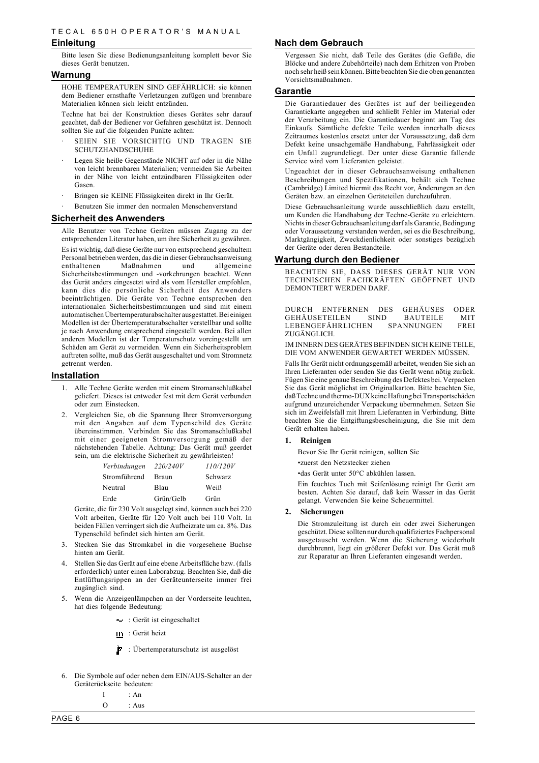## Einleitung

Bitte lesen Sie diese Bedienungsanleitung komplett bevor Sie dieses Gerät benutzen.

## Warnung

HOHE TEMPERATUREN SIND GEFÄHRLICH: sie können dem Bediener ernsthafte Verletzungen zufügen und brennbare Materialien können sich leicht entzünden.

Techne hat bei der Konstruktion dieses Gerätes sehr darauf geachtet, daß der Bediener vor Gefahren geschützt ist. Dennoch sollten Sie auf die folgenden Punkte achten:

- SEIEN SIE VORSICHTIG UND TRAGEN SIE SCHUTZHANDSCHUHE
- Legen Sie heiße Gegenstände NICHT auf oder in die Nähe von leicht brennbaren Materialien; vermeiden Sie Arbeiten in der Nähe von leicht entzündbaren Flüssigkeiten oder Gasen.
- Bringen sie KEINE Flüssigkeiten direkt in Ihr Gerät.
- Benutzen Sie immer den normalen Menschenverstand

## Sicherheit des Anwenders

Alle Benutzer von Techne Geräten müssen Zugang zu der entsprechenden Literatur haben, um ihre Sicherheit zu gewähren.

Es ist wichtig, daß diese Geräte nur von entsprechend geschultem Personal betrieben werden, das die in dieser Gebrauchsanweisung enthaltenen Maßnahmen und allgemeine Sicherheitsbestimmungen und -vorkehrungen beachtet. Wenn das Gerät anders eingesetzt wird als vom Hersteller empfohlen, kann dies die persönliche Sicherheit des Anwenders beeinträchtigen. Die Geräte von Techne entsprechen den internationalen Sicherheitsbestimmungen und sind mit einem automatischen Übertemperaturabschalter ausgestattet. Bei einigen Modellen ist der Übertemperaturabschalter verstellbar und sollte je nach Anwendung entsprechend eingestellt werden. Bei allen anderen Modellen ist der Temperaturschutz voreingestellt um Schäden am Gerät zu vermeiden. Wenn ein Sicherheitsproblem auftreten sollte, muß das Gerät ausgeschaltet und vom Stromnetz getrennt werden.

## Installation

1. Alle Techne Geräte werden mit einem Stromanschlußkabel geliefert. Dieses ist entweder fest mit dem Gerät verbunden oder zum Einstecken.
2. Vergleichen Sie, ob die Spannung Ihrer Stromversorgung mit den Angaben auf dem Typenschild des Geräte übereinstimmen. Verbinden Sie das Stromanschlußkabel mit einer geeigneten Stromversorgung gemäß der nächstehenden Tabelle. Achtung: Das Gerät muß geerdet sein, um die elektrische Sicherheit zu gewährleisten!

| *Verbindungen* | *220/240V* | *110/120V* |
|---|---|---|
| Stromführend | Braun | Schwarz |
| Neutral | Blau | Weiß |
| Erde | Grün/Gelb | Grün |

   Geräte, die für 230 Volt ausgelegt sind, können auch bei 220 Volt arbeiten, Geräte für 120 Volt auch bei 110 Volt. In beiden Fällen verringert sich die Aufheizrate um ca. 8%. Das Typenschild befindet sich hinten am Gerät.

3. Stecken Sie das Stromkabel in die vorgesehene Buchse hinten am Gerät.
4. Stellen Sie das Gerät auf eine ebene Arbeitsfläche bzw. (falls erforderlich) unter einen Laborabzug. Beachten Sie, daß die Entlüftungsrippen an der Geräteunterseite immer frei zugänglich sind.
5. Wenn die Anzeigenlämpchen an der Vorderseite leuchten, hat dies folgende Bedeutung:

   : Gerät ist eingeschaltet

   : Gerät heizt

   : Übertemperaturschutz ist ausgelöst

6. Die Symbole auf oder neben dem EIN/AUS-Schalter an der Geräterückseite bedeuten:

   I : An

   O : Aus

## Nach dem Gebrauch

Vergessen Sie nicht, daß Teile des Gerätes (die Gefäße, die Blöcke und andere Zubehörteile) nach dem Erhitzen von Proben noch sehr heiß sein können. Bitte beachten Sie die oben genannten Vorsichtsmaßnahmen.

## Garantie

Die Garantiedauer des Gerätes ist auf der beiliegenden Garantiekarte angegeben und schließt Fehler im Material oder der Verarbeitung ein. Die Garantiedauer beginnt am Tag des Einkaufs. Sämtliche defekte Teile werden innerhalb dieses Zeitraumes kostenlos ersetzt unter der Voraussetzung, daß dem Defekt keine unsachgemäße Handhabung, Fahrlässigkeit oder ein Unfall zugrundeliegt. Der unter diese Garantie fallende Service wird vom Lieferanten geleistet.

Ungeachtet der in dieser Gebrauchsanweisung enthaltenen Beschreibungen und Spezifikationen, behält sich Techne (Cambridge) Limited hiermit das Recht vor, Änderungen an den Geräten bzw. an einzelnen Geräteteilen durchzuführen.

Diese Gebrauchsanleitung wurde ausschließlich dazu erstellt, um Kunden die Handhabung der Techne-Geräte zu erleichtern. Nichts in dieser Gebrauchsanleitung darf als Garantie, Bedingung oder Voraussetzung verstanden werden, sei es die Beschreibung, Marktgängigkeit, Zweckdienlichkeit oder sonstiges bezüglich der Geräte oder deren Bestandteile.

## Wartung durch den Bediener

BEACHTEN SIE, DASS DIESES GERÄT NUR VON TECHNISCHEN FACHKRÄFTEN GEÖFFNET UND DEMONTIERT WERDEN DARF.

DURCH ENTFERNEN DES GEHÄUSES ODER GEHÄUSETEILEN SIND BAUTEILE MIT LEBENGEFÄHRLICHEN SPANNUNGEN FREI ZUGÄNGLICH.

IM INNERN DES GERÄTES BEFINDEN SICH KEINE TEILE, DIE VOM ANWENDER GEWARTET WERDEN MÜSSEN.

Falls Ihr Gerät nicht ordnungsgemäß arbeitet, wenden Sie sich an Ihren Lieferanten oder senden Sie das Gerät wenn nötig zurück. Fügen Sie eine genaue Beschreibung des Defektes bei. Verpacken Sie das Gerät möglichst im Originalkarton. Bitte beachten Sie, daß Techne und thermo-DUX keine Haftung bei Transportschäden aufgrund unzureichender Verpackung übernehmen. Setzen Sie sich im Zweifelsfall mit Ihrem Lieferanten in Verbindung. Bitte beachten Sie die Entgiftungsbescheinigung, die Sie mit dem Gerät erhalten haben.

**1. Reinigen**

Bevor Sie Ihr Gerät reinigen, sollten Sie

•zuerst den Netzstecker ziehen

•das Gerät unter 50°C abkühlen lassen.

Ein feuchtes Tuch mit Seifenlösung reinigt Ihr Gerät am besten. Achten Sie darauf, daß kein Wasser in das Gerät gelangt. Verwenden Sie keine Scheuermittel.

**2. Sicherungen**

Die Stromzuleitung ist durch ein oder zwei Sicherungen geschützt. Diese sollten nur durch qualifiziertes Fachpersonal ausgetauscht werden. Wenn die Sicherung wiederholt durchbrennt, liegt ein größerer Defekt vor. Das Gerät muß zur Reparatur an Ihren Lieferanten eingesandt werden.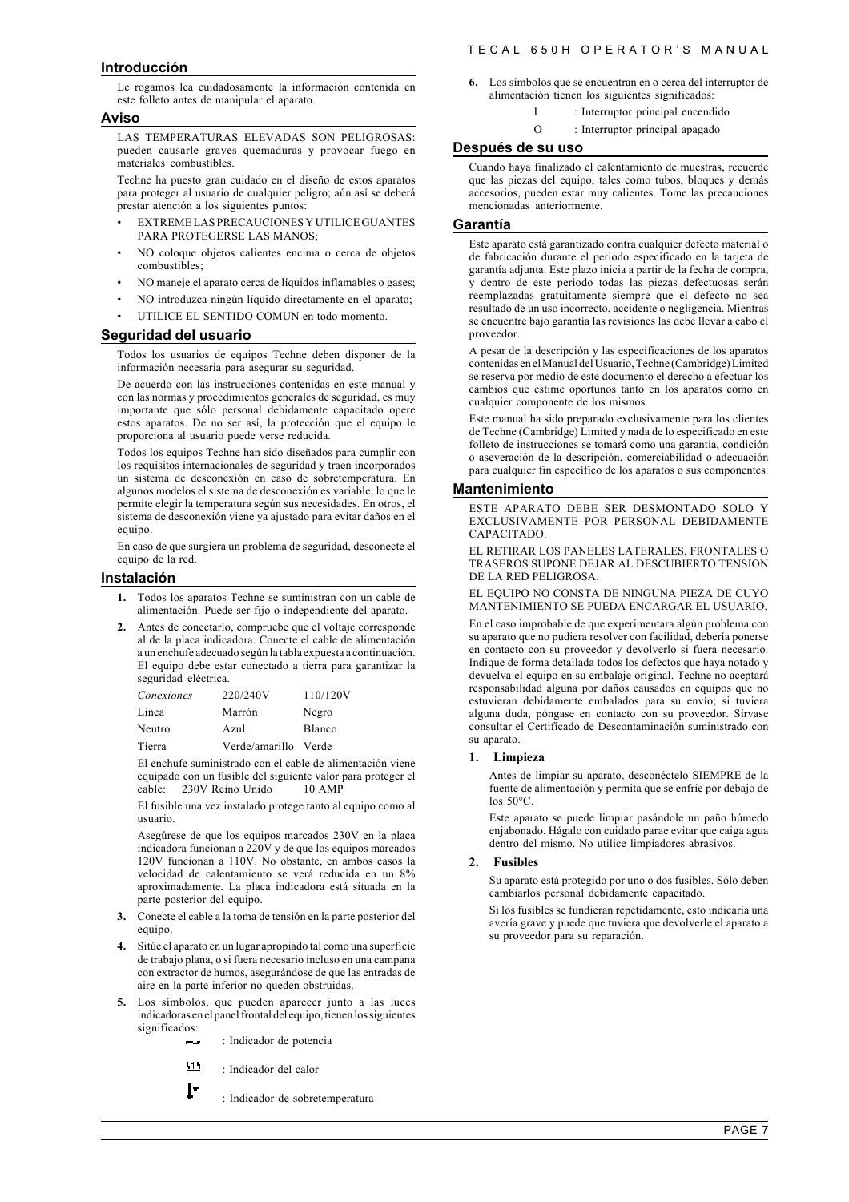## Introducción

Le rogamos lea cuidadosamente la información contenida en este folleto antes de manipular el aparato.

## Aviso

LAS TEMPERATURAS ELEVADAS SON PELIGROSAS: pueden causarle graves quemaduras y provocar fuego en materiales combustibles.

Techne ha puesto gran cuidado en el diseño de estos aparatos para proteger al usuario de cualquier peligro; aún así se deberá prestar atención a los siguientes puntos:

- EXTREME LAS PRECAUCIONES Y UTILICE GUANTES PARA PROTEGERSE LAS MANOS;
- NO coloque objetos calientes encima o cerca de objetos combustibles;
- NO maneje el aparato cerca de líquidos inflamables o gases;
- NO introduzca ningún líquido directamente en el aparato;
- UTILICE EL SENTIDO COMUN en todo momento.

## Seguridad del usuario

Todos los usuarios de equipos Techne deben disponer de la información necesaria para asegurar su seguridad.

De acuerdo con las instrucciones contenidas en este manual y con las normas y procedimientos generales de seguridad, es muy importante que sólo personal debidamente capacitado opere estos aparatos. De no ser así, la protección que el equipo le proporciona al usuario puede verse reducida.

Todos los equipos Techne han sido diseñados para cumplir con los requisitos internacionales de seguridad y traen incorporados un sistema de desconexión en caso de sobretemperatura. En algunos modelos el sistema de desconexión es variable, lo que le permite elegir la temperatura según sus necesidades. En otros, el sistema de desconexión viene ya ajustado para evitar daños en el equipo.

En caso de que surgiera un problema de seguridad, desconecte el equipo de la red.

## Instalación

1. Todos los aparatos Techne se suministran con un cable de alimentación. Puede ser fijo o independiente del aparato.
2. Antes de conectarlo, compruebe que el voltaje corresponde al de la placa indicadora. Conecte el cable de alimentación a un enchufe adecuado según la tabla expuesta a continuación. El equipo debe estar conectado a tierra para garantizar la seguridad eléctrica.

| *Conexiones* | 220/240V | 110/120V |
|---|---|---|
| Linea | Marrón | Negro |
| Neutro | Azul | Blanco |
| Tierra | Verde/amarillo | Verde |

El enchufe suministrado con el cable de alimentación viene equipado con un fusible del siguiente valor para proteger el cable: 230V Reino Unido 10 AMP

El fusible una vez instalado protege tanto al equipo como al usuario.

Asegúrese de que los equipos marcados 230V en la placa indicadora funcionan a 220V y de que los equipos marcados 120V funcionan a 110V. No obstante, en ambos casos la velocidad de calentamiento se verá reducida en un 8% aproximadamente. La placa indicadora está situada en la parte posterior del equipo.

3. Conecte el cable a la toma de tensión en la parte posterior del equipo.
4. Sitúe el aparato en un lugar apropiado tal como una superficie de trabajo plana, o si fuera necesario incluso en una campana con extractor de humos, asegurándose de que las entradas de aire en la parte inferior no queden obstruidas.
5. Los símbolos, que pueden aparecer junto a las luces indicadoras en el panel frontal del equipo, tienen los siguientes significados:

   : Indicador de potencia

   : Indicador del calor

   : Indicador de sobretemperatura

6. Los símbolos que se encuentran en o cerca del interruptor de alimentación tienen los siguientes significados:

   I : Interruptor principal encendido

   O : Interruptor principal apagado

## Después de su uso

Cuando haya finalizado el calentamiento de muestras, recuerde que las piezas del equipo, tales como tubos, bloques y demás accesorios, pueden estar muy calientes. Tome las precauciones mencionadas anteriormente.

## Garantía

Este aparato está garantizado contra cualquier defecto material o de fabricación durante el periodo especificado en la tarjeta de garantía adjunta. Este plazo inicia a partir de la fecha de compra, y dentro de este periodo todas las piezas defectuosas serán reemplazadas gratuitamente siempre que el defecto no sea resultado de un uso incorrecto, accidente o negligencia. Mientras se encuentre bajo garantía las revisiones las debe llevar a cabo el proveedor.

A pesar de la descripción y las especificaciones de los aparatos contenidas en el Manual del Usuario, Techne (Cambridge) Limited se reserva por medio de este documento el derecho a efectuar los cambios que estime oportunos tanto en los aparatos como en cualquier componente de los mismos.

Este manual ha sido preparado exclusivamente para los clientes de Techne (Cambridge) Limited y nada de lo especificado en este folleto de instrucciones se tomará como una garantía, condición o aseveración de la descripción, comerciabilidad o adecuación para cualquier fin específico de los aparatos o sus componentes.

## Mantenimiento

ESTE APARATO DEBE SER DESMONTADO SOLO Y EXCLUSIVAMENTE POR PERSONAL DEBIDAMENTE CAPACITADO.

EL RETIRAR LOS PANELES LATERALES, FRONTALES O TRASEROS SUPONE DEJAR AL DESCUBIERTO TENSION DE LA RED PELIGROSA.

EL EQUIPO NO CONSTA DE NINGUNA PIEZA DE CUYO MANTENIMIENTO SE PUEDA ENCARGAR EL USUARIO.

En el caso improbable de que experimentara algún problema con su aparato que no pudiera resolver con facilidad, debería ponerse en contacto con su proveedor y devolverlo si fuera necesario. Indique de forma detallada todos los defectos que haya notado y devuelva el equipo en su embalaje original. Techne no aceptará responsabilidad alguna por daños causados en equipos que no estuvieran debidamente embalados para su envío; si tuviera alguna duda, póngase en contacto con su proveedor. Sírvase consultar el Certificado de Descontaminación suministrado con su aparato.

### 1. Limpieza

Antes de limpiar su aparato, desconéctelo SIEMPRE de la fuente de alimentación y permita que se enfríe por debajo de los 50°C.

Este aparato se puede limpiar pasándole un paño húmedo enjabonado. Hágalo con cuidado parae evitar que caiga agua dentro del mismo. No utilice limpiadores abrasivos.

### 2. Fusibles

Su aparato está protegido por uno o dos fusibles. Sólo deben cambiarlos personal debidamente capacitado.

Si los fusibles se fundieran repetidamente, esto indicaría una avería grave y puede que tuviera que devolverle el aparato a su proveedor para su reparación.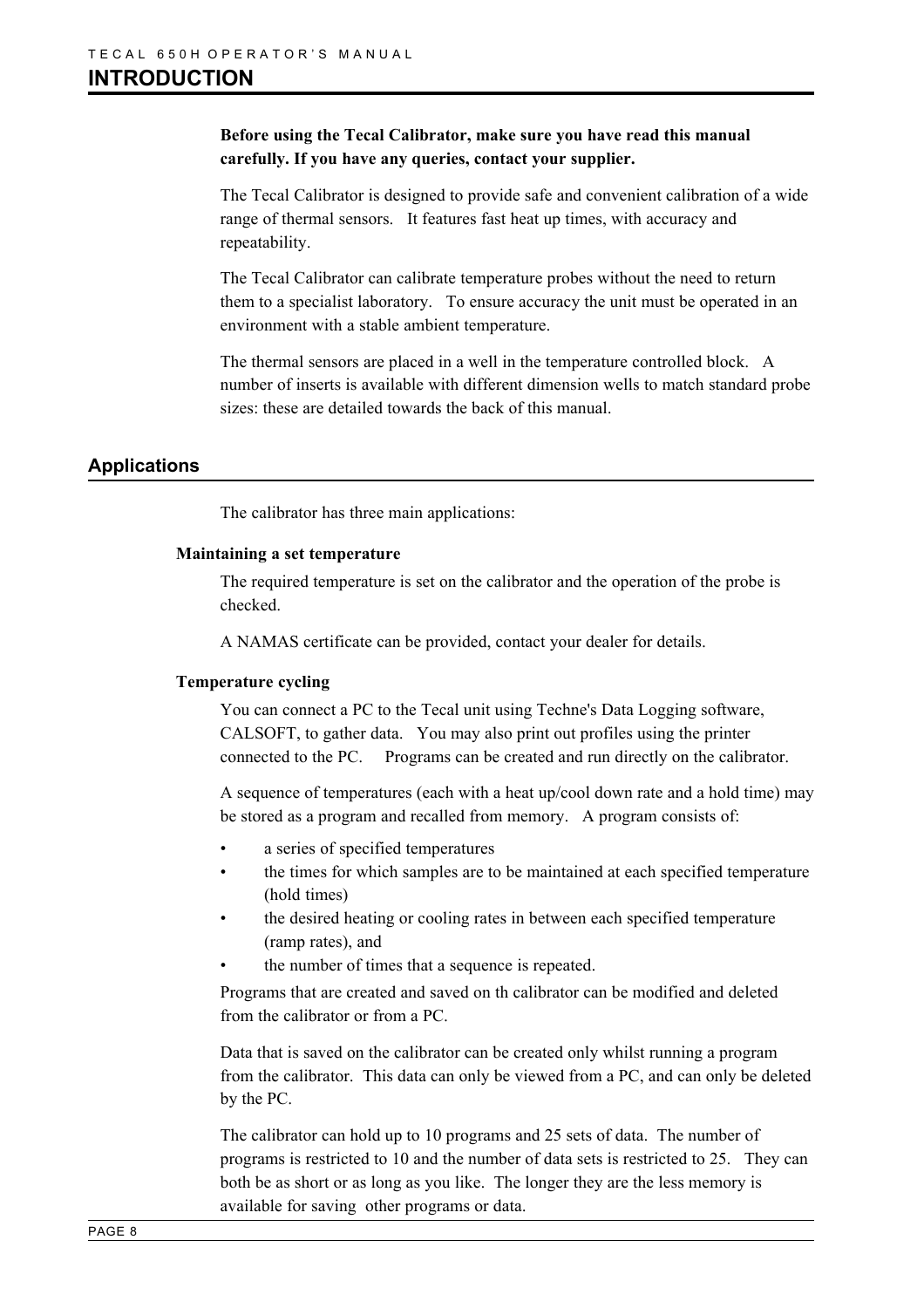# INTRODUCTION

**Before using the Tecal Calibrator, make sure you have read this manual carefully. If you have any queries, contact your supplier.**

The Tecal Calibrator is designed to provide safe and convenient calibration of a wide range of thermal sensors. It features fast heat up times, with accuracy and repeatability.

The Tecal Calibrator can calibrate temperature probes without the need to return them to a specialist laboratory. To ensure accuracy the unit must be operated in an environment with a stable ambient temperature.

The thermal sensors are placed in a well in the temperature controlled block. A number of inserts is available with different dimension wells to match standard probe sizes: these are detailed towards the back of this manual.

## Applications

The calibrator has three main applications:

**Maintaining a set temperature**

The required temperature is set on the calibrator and the operation of the probe is checked.

A NAMAS certificate can be provided, contact your dealer for details.

**Temperature cycling**

You can connect a PC to the Tecal unit using Techne's Data Logging software, CALSOFT, to gather data. You may also print out profiles using the printer connected to the PC. Programs can be created and run directly on the calibrator.

A sequence of temperatures (each with a heat up/cool down rate and a hold time) may be stored as a program and recalled from memory. A program consists of:

- a series of specified temperatures
- the times for which samples are to be maintained at each specified temperature (hold times)
- the desired heating or cooling rates in between each specified temperature (ramp rates), and
- the number of times that a sequence is repeated.

Programs that are created and saved on th calibrator can be modified and deleted from the calibrator or from a PC.

Data that is saved on the calibrator can be created only whilst running a program from the calibrator. This data can only be viewed from a PC, and can only be deleted by the PC.

The calibrator can hold up to 10 programs and 25 sets of data. The number of programs is restricted to 10 and the number of data sets is restricted to 25. They can both be as short or as long as you like. The longer they are the less memory is available for saving other programs or data.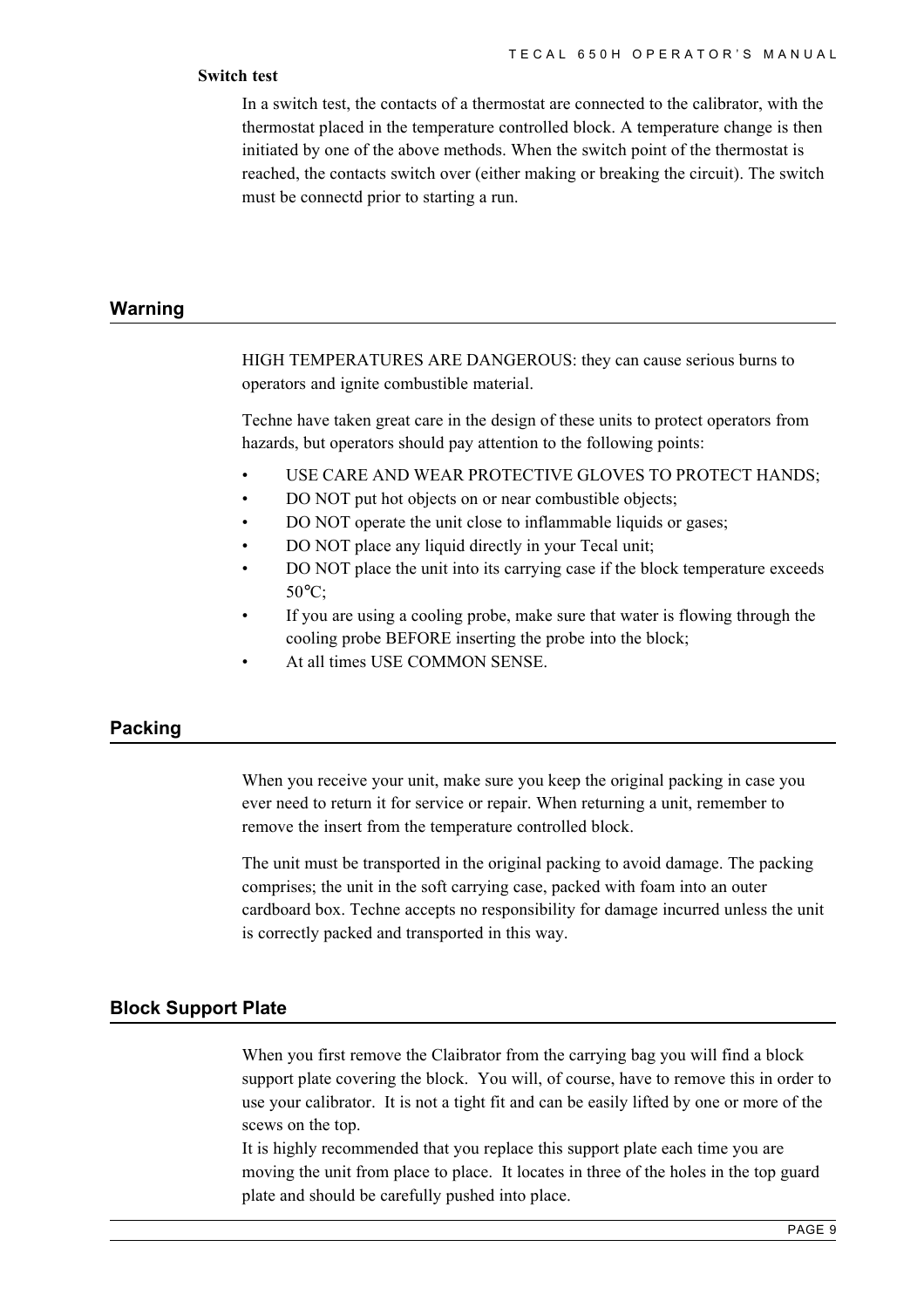**Switch test**

In a switch test, the contacts of a thermostat are connected to the calibrator, with the thermostat placed in the temperature controlled block. A temperature change is then initiated by one of the above methods. When the switch point of the thermostat is reached, the contacts switch over (either making or breaking the circuit). The switch must be connectd prior to starting a run.

## Warning

HIGH TEMPERATURES ARE DANGEROUS: they can cause serious burns to operators and ignite combustible material.

Techne have taken great care in the design of these units to protect operators from hazards, but operators should pay attention to the following points:

- USE CARE AND WEAR PROTECTIVE GLOVES TO PROTECT HANDS;
- DO NOT put hot objects on or near combustible objects;
- DO NOT operate the unit close to inflammable liquids or gases;
- DO NOT place any liquid directly in your Tecal unit;
- DO NOT place the unit into its carrying case if the block temperature exceeds 50°C;
- If you are using a cooling probe, make sure that water is flowing through the cooling probe BEFORE inserting the probe into the block;
- At all times USE COMMON SENSE.

## Packing

When you receive your unit, make sure you keep the original packing in case you ever need to return it for service or repair. When returning a unit, remember to remove the insert from the temperature controlled block.

The unit must be transported in the original packing to avoid damage. The packing comprises; the unit in the soft carrying case, packed with foam into an outer cardboard box. Techne accepts no responsibility for damage incurred unless the unit is correctly packed and transported in this way.

## Block Support Plate

When you first remove the Claibrator from the carrying bag you will find a block support plate covering the block. You will, of course, have to remove this in order to use your calibrator. It is not a tight fit and can be easily lifted by one or more of the scews on the top.
It is highly recommended that you replace this support plate each time you are moving the unit from place to place. It locates in three of the holes in the top guard plate and should be carefully pushed into place.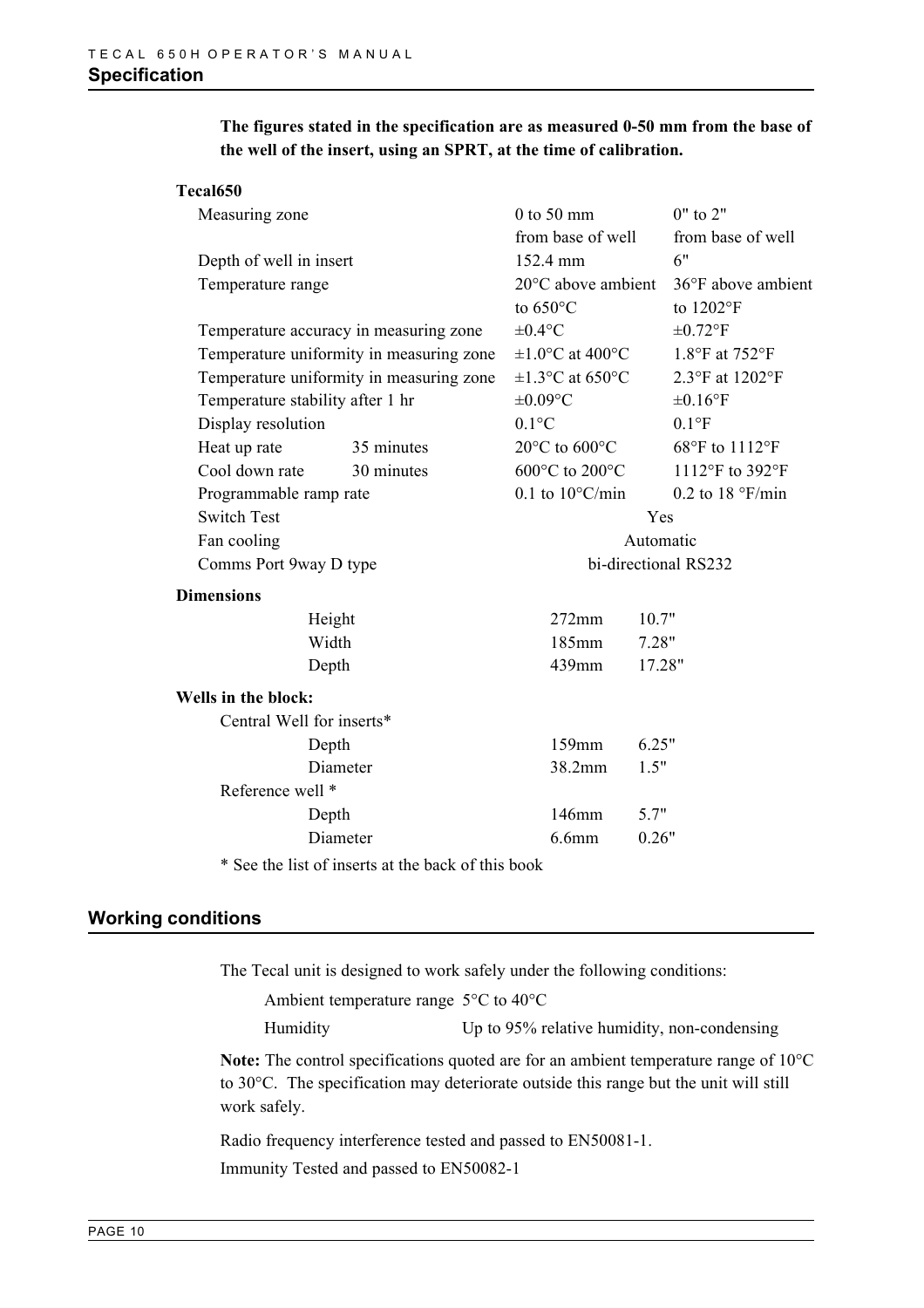## Specification

**The figures stated in the specification are as measured 0-50 mm from the base of the well of the insert, using an SPRT, at the time of calibration.**

**Tecal650**

| | | | |
|---|---|---|---|
| Measuring zone | | 0 to 50 mm from base of well | 0" to 2" from base of well |
| Depth of well in insert | | 152.4 mm | 6" |
| Temperature range | | 20°C above ambient to 650°C | 36°F above ambient to 1202°F |
| Temperature accuracy in measuring zone | | ±0.4°C | ±0.72°F |
| Temperature uniformity in measuring zone | | ±1.0°C at 400°C | 1.8°F at 752°F |
| Temperature uniformity in measuring zone | | ±1.3°C at 650°C | 2.3°F at 1202°F |
| Temperature stability after 1 hr | | ±0.09°C | ±0.16°F |
| Display resolution | | 0.1°C | 0.1°F |
| Heat up rate | 35 minutes | 20°C to 600°C | 68°F to 1112°F |
| Cool down rate | 30 minutes | 600°C to 200°C | 1112°F to 392°F |
| Programmable ramp rate | | 0.1 to 10°C/min | 0.2 to 18 °F/min |
| Switch Test | | Yes | |
| Fan cooling | | Automatic | |
| Comms Port 9way D type | | bi-directional RS232 | |

**Dimensions**

| | | |
|---|---|---|
| Height | 272mm | 10.7" |
| Width | 185mm | 7.28" |
| Depth | 439mm | 17.28" |

**Wells in the block:**

| | | |
|---|---|---|
| Central Well for inserts* | | |
| Depth | 159mm | 6.25" |
| Diameter | 38.2mm | 1.5" |
| Reference well * | | |
| Depth | 146mm | 5.7" |
| Diameter | 6.6mm | 0.26" |

* See the list of inserts at the back of this book

## Working conditions

The Tecal unit is designed to work safely under the following conditions:

Ambient temperature range 5°C to 40°C

Humidity Up to 95% relative humidity, non-condensing

**Note:** The control specifications quoted are for an ambient temperature range of 10°C to 30°C. The specification may deteriorate outside this range but the unit will still work safely.

Radio frequency interference tested and passed to EN50081-1.

Immunity Tested and passed to EN50082-1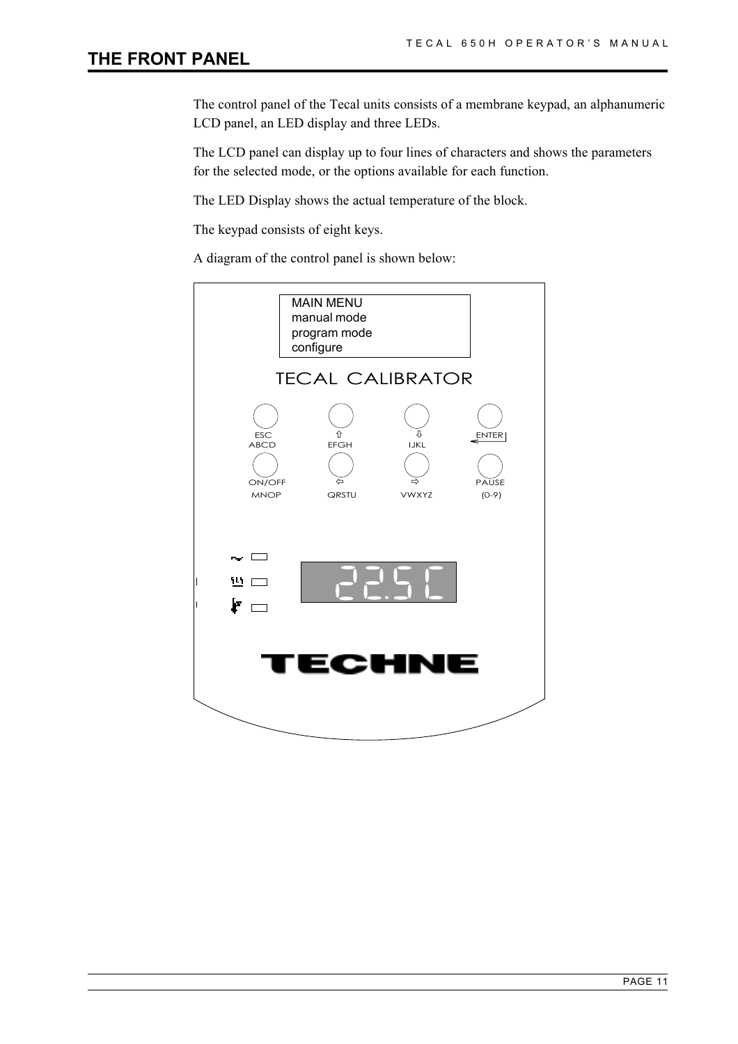# THE FRONT PANEL

The control panel of the Tecal units consists of a membrane keypad, an alphanumeric LCD panel, an LED display and three LEDs.

The LCD panel can display up to four lines of characters and shows the parameters for the selected mode, or the options available for each function.

The LED Display shows the actual temperature of the block.

The keypad consists of eight keys.

A diagram of the control panel is shown below:

MAIN MENU
manual mode
program mode
configure

TECAL CALIBRATOR

ESC ABCD | ⇧ EFGH | ⇩ IJKL | ENTER

ON/OFF MNOP | ⇦ QRSTU | ⇨ VWXYZ | PAUSE (0-9)

22.5C

TECHNE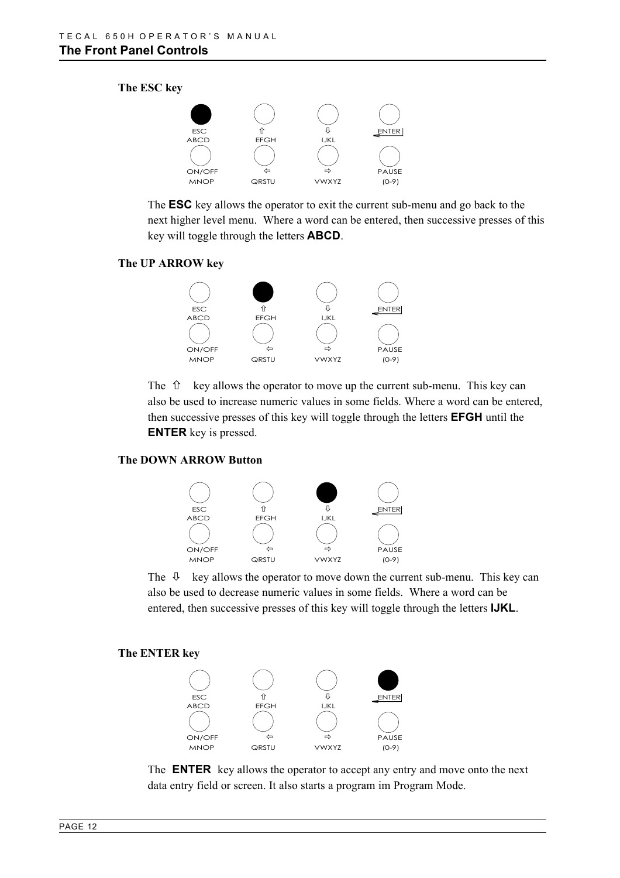## The Front Panel Controls

### The ESC key

| ESC<br>ABCD | ⇧<br>EFGH | ⇩<br>IJKL | ENTER |
|---|---|---|---|
| ON/OFF<br>MNOP | ⇦<br>QRSTU | ⇨<br>VWXYZ | PAUSE<br>(0-9) |

The **ESC** key allows the operator to exit the current sub-menu and go back to the next higher level menu. Where a word can be entered, then successive presses of this key will toggle through the letters **ABCD**.

### The UP ARROW key

| ESC<br>ABCD | ⇧<br>EFGH | ⇩<br>IJKL | ENTER |
|---|---|---|---|
| ON/OFF<br>MNOP | ⇦<br>QRSTU | ⇨<br>VWXYZ | PAUSE<br>(0-9) |

The ⇧ key allows the operator to move up the current sub-menu. This key can also be used to increase numeric values in some fields. Where a word can be entered, then successive presses of this key will toggle through the letters **EFGH** until the **ENTER** key is pressed.

### The DOWN ARROW Button

| ESC<br>ABCD | ⇧<br>EFGH | ⇩<br>IJKL | ENTER |
|---|---|---|---|
| ON/OFF<br>MNOP | ⇦<br>QRSTU | ⇨<br>VWXYZ | PAUSE<br>(0-9) |

The ⇩ key allows the operator to move down the current sub-menu. This key can also be used to decrease numeric values in some fields. Where a word can be entered, then successive presses of this key will toggle through the letters **IJKL**.

### The ENTER key

| ESC<br>ABCD | ⇧<br>EFGH | ⇩<br>IJKL | ENTER |
|---|---|---|---|
| ON/OFF<br>MNOP | ⇦<br>QRSTU | ⇨<br>VWXYZ | PAUSE<br>(0-9) |

The **ENTER** key allows the operator to accept any entry and move onto the next data entry field or screen. It also starts a program im Program Mode.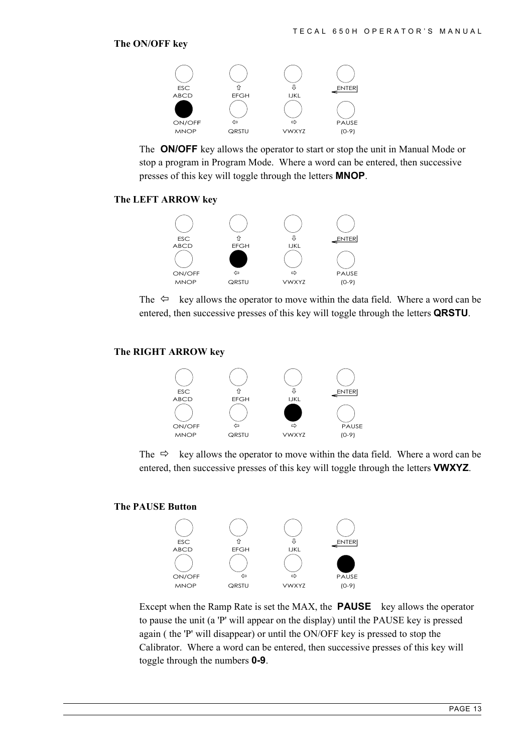### The ON/OFF key

| ESC ABCD | ⇧ EFGH | ⇩ IJKL | ENTER |
|---|---|---|---|
| **ON/OFF MNOP** | ⇦ QRSTU | ⇨ VWXYZ | PAUSE (0-9) |

The **ON/OFF** key allows the operator to start or stop the unit in Manual Mode or stop a program in Program Mode. Where a word can be entered, then successive presses of this key will toggle through the letters **MNOP**.

### The LEFT ARROW key

| ESC ABCD | ⇧ EFGH | ⇩ IJKL | ENTER |
|---|---|---|---|
| ON/OFF MNOP | **⇦ QRSTU** | ⇨ VWXYZ | PAUSE (0-9) |

The ⇦ key allows the operator to move within the data field. Where a word can be entered, then successive presses of this key will toggle through the letters **QRSTU**.

### The RIGHT ARROW key

| ESC ABCD | ⇧ EFGH | ⇩ IJKL | ENTER |
|---|---|---|---|
| ON/OFF MNOP | ⇦ QRSTU | **⇨ VWXYZ** | PAUSE (0-9) |

The ⇨ key allows the operator to move within the data field. Where a word can be entered, then successive presses of this key will toggle through the letters **VWXYZ**.

### The PAUSE Button

| ESC ABCD | ⇧ EFGH | ⇩ IJKL | ENTER |
|---|---|---|---|
| ON/OFF MNOP | ⇦ QRSTU | ⇨ VWXYZ | **PAUSE (0-9)** |

Except when the Ramp Rate is set the MAX, the **PAUSE** key allows the operator to pause the unit (a 'P' will appear on the display) until the PAUSE key is pressed again ( the 'P' will disappear) or until the ON/OFF key is pressed to stop the Calibrator. Where a word can be entered, then successive presses of this key will toggle through the numbers **0-9**.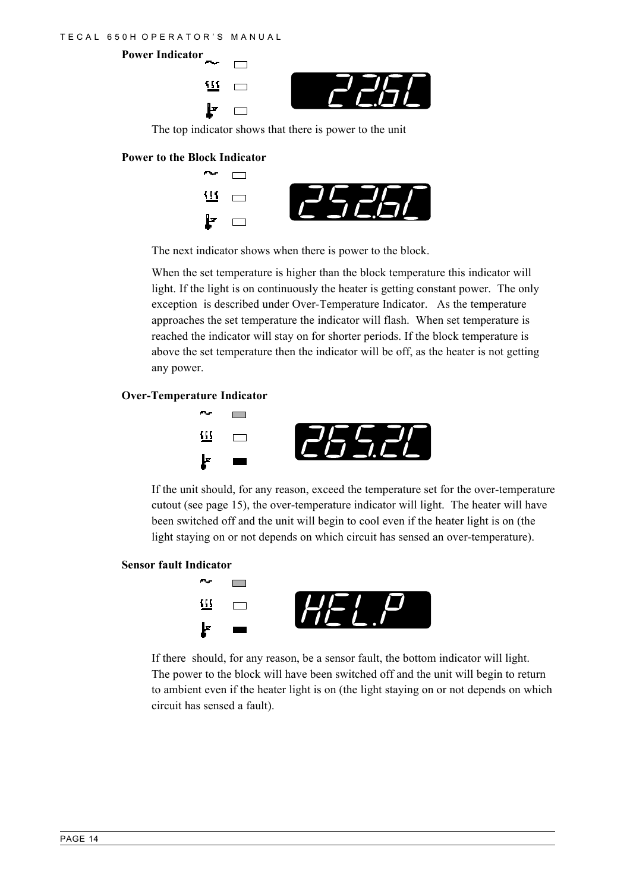**Power Indicator**

The top indicator shows that there is power to the unit

**Power to the Block Indicator**

The next indicator shows when there is power to the block.

When the set temperature is higher than the block temperature this indicator will light. If the light is on continuously the heater is getting constant power. The only exception is described under Over-Temperature Indicator. As the temperature approaches the set temperature the indicator will flash. When set temperature is reached the indicator will stay on for shorter periods. If the block temperature is above the set temperature then the indicator will be off, as the heater is not getting any power.

**Over-Temperature Indicator**

If the unit should, for any reason, exceed the temperature set for the over-temperature cutout (see page 15), the over-temperature indicator will light. The heater will have been switched off and the unit will begin to cool even if the heater light is on (the light staying on or not depends on which circuit has sensed an over-temperature).

**Sensor fault Indicator**

If there should, for any reason, be a sensor fault, the bottom indicator will light. The power to the block will have been switched off and the unit will begin to return to ambient even if the heater light is on (the light staying on or not depends on which circuit has sensed a fault).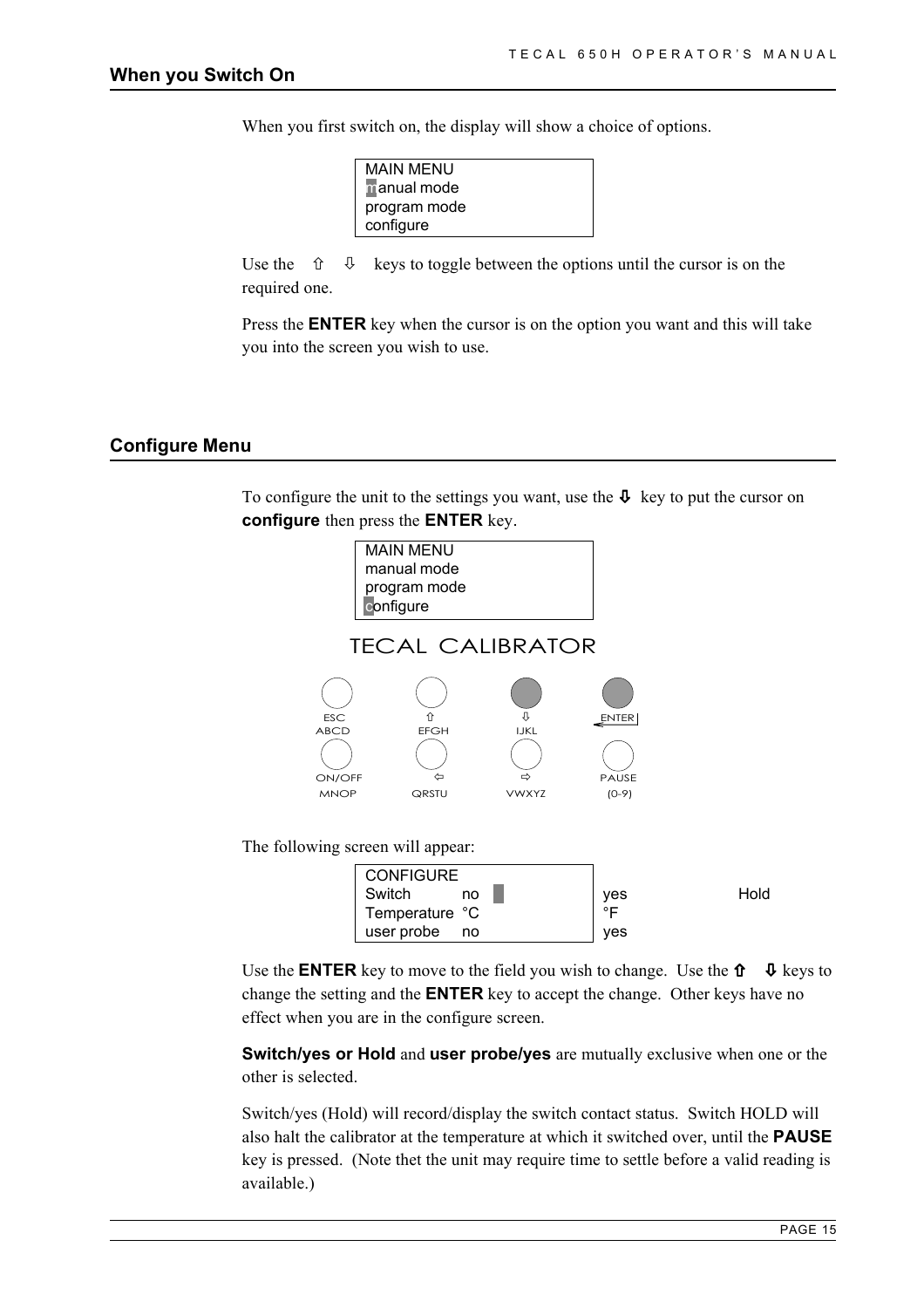## When you Switch On

When you first switch on, the display will show a choice of options.

```
MAIN MENU
manual mode
program mode
configure
```

Use the ⇧ ⇩ keys to toggle between the options until the cursor is on the required one.

Press the **ENTER** key when the cursor is on the option you want and this will take you into the screen you wish to use.

## Configure Menu

To configure the unit to the settings you want, use the ⇩ key to put the cursor on **configure** then press the **ENTER** key.

```
MAIN MENU
manual mode
program mode
configure
```

TECAL CALIBRATOR

| ESC ABCD | ⇧ EFGH | ⇩ IJKL | ENTER |
|---|---|---|---|
| ON/OFF MNOP | ⇦ QRSTU | ⇨ VWXYZ | PAUSE (0-9) |

The following screen will appear:

| CONFIGURE | | | |
|---|---|---|---|
| Switch | no | yes | Hold |
| Temperature | °C | °F | |
| user probe | no | yes | |

Use the **ENTER** key to move to the field you wish to change. Use the ⇧ ⇩ keys to change the setting and the **ENTER** key to accept the change. Other keys have no effect when you are in the configure screen.

**Switch/yes or Hold** and **user probe/yes** are mutually exclusive when one or the other is selected.

Switch/yes (Hold) will record/display the switch contact status. Switch HOLD will also halt the calibrator at the temperature at which it switched over, until the **PAUSE** key is pressed. (Note thet the unit may require time to settle before a valid reading is available.)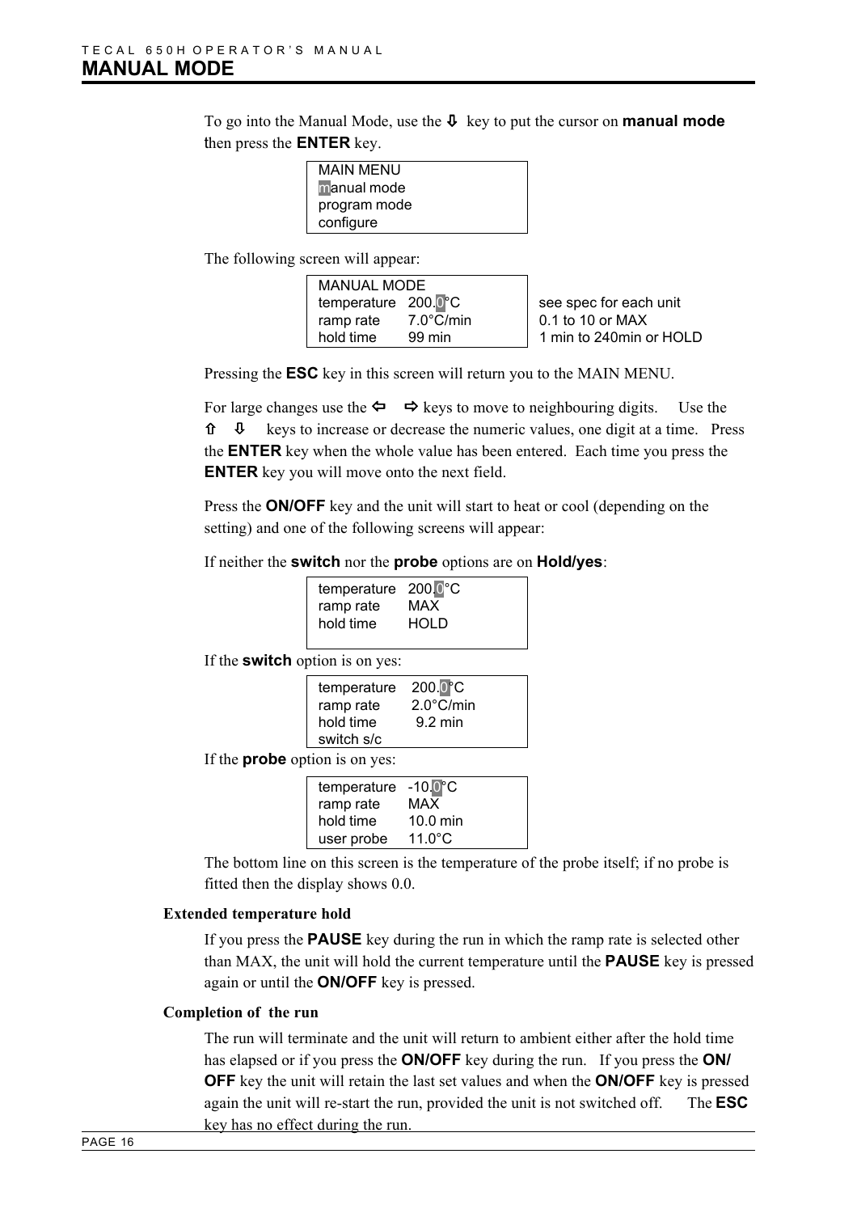# MANUAL MODE

To go into the Manual Mode, use the ⇩ key to put the cursor on **manual mode** then press the **ENTER** key.

```
MAIN MENU
manual mode
program mode
configure
```

The following screen will appear:

```
MANUAL MODE
temperature   200.0°C        see spec for each unit
ramp rate     7.0°C/min      0.1 to 10 or MAX
hold time     99 min         1 min to 240min or HOLD
```

Pressing the **ESC** key in this screen will return you to the MAIN MENU.

For large changes use the ⇦ ⇨ keys to move to neighbouring digits. Use the ⇧ ⇩ keys to increase or decrease the numeric values, one digit at a time. Press the **ENTER** key when the whole value has been entered. Each time you press the **ENTER** key you will move onto the next field.

Press the **ON/OFF** key and the unit will start to heat or cool (depending on the setting) and one of the following screens will appear:

If neither the **switch** nor the **probe** options are on **Hold/yes**:

```
temperature   200.0°C
ramp rate     MAX
hold time     HOLD
```

If the **switch** option is on yes:

```
temperature   200.0°C
ramp rate     2.0°C/min
hold time      9.2 min
switch s/c
```

If the **probe** option is on yes:

```
temperature   -10.0°C
ramp rate     MAX
hold time     10.0 min
user probe    11.0°C
```

The bottom line on this screen is the temperature of the probe itself; if no probe is fitted then the display shows 0.0.

### Extended temperature hold

If you press the **PAUSE** key during the run in which the ramp rate is selected other than MAX, the unit will hold the current temperature until the **PAUSE** key is pressed again or until the **ON/OFF** key is pressed.

### Completion of the run

The run will terminate and the unit will return to ambient either after the hold time has elapsed or if you press the **ON/OFF** key during the run. If you press the **ON/OFF** key the unit will retain the last set values and when the **ON/OFF** key is pressed again the unit will re-start the run, provided the unit is not switched off. The **ESC** key has no effect during the run.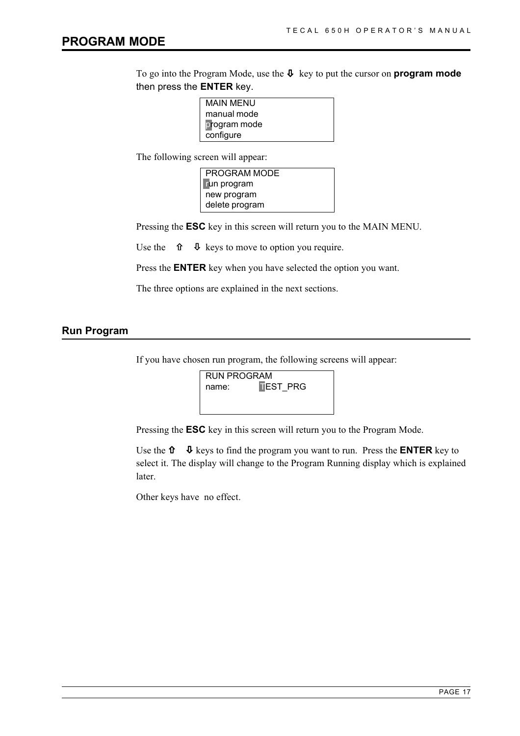# PROGRAM MODE

To go into the Program Mode, use the ⇩ key to put the cursor on **program mode** then press the **ENTER** key.

```
MAIN MENU
manual mode
program mode
configure
```

The following screen will appear:

```
PROGRAM MODE
run program
new program
delete program
```

Pressing the **ESC** key in this screen will return you to the MAIN MENU.

Use the ⇧ ⇩ keys to move to option you require.

Press the **ENTER** key when you have selected the option you want.

The three options are explained in the next sections.

## Run Program

If you have chosen run program, the following screens will appear:

```
RUN PROGRAM
name:          TEST_PRG
```

Pressing the **ESC** key in this screen will return you to the Program Mode.

Use the ⇧ ⇩ keys to find the program you want to run. Press the **ENTER** key to select it. The display will change to the Program Running display which is explained later.

Other keys have no effect.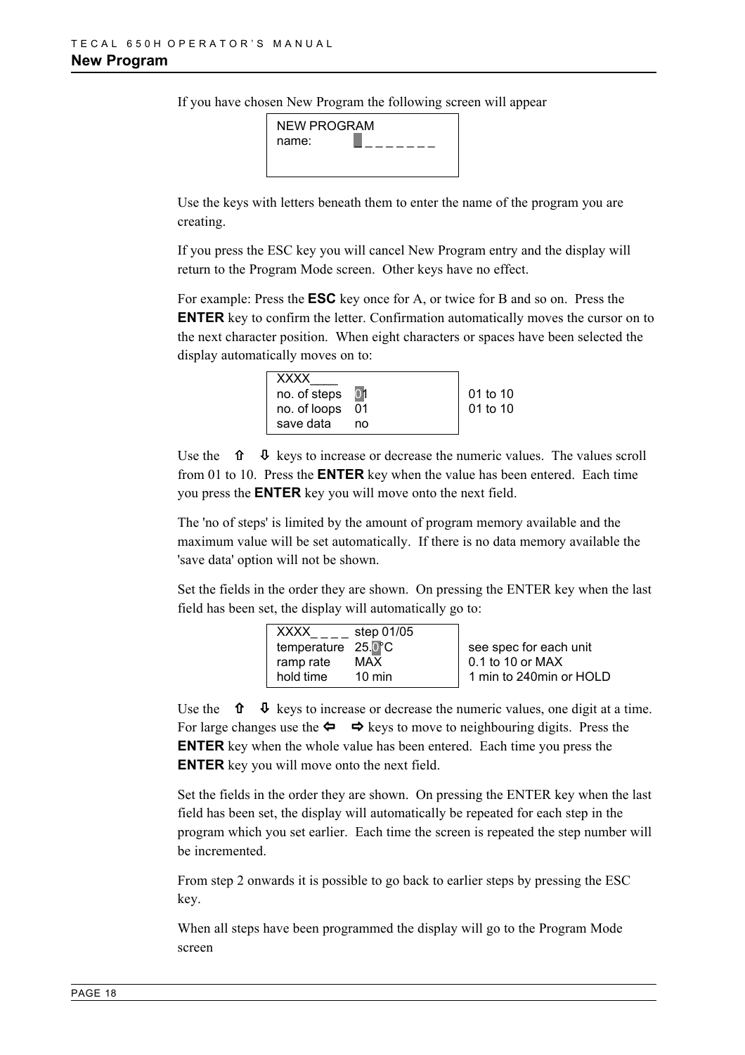## New Program

If you have chosen New Program the following screen will appear

```
NEW PROGRAM
name:        _ _ _ _ _ _ _ _
```

Use the keys with letters beneath them to enter the name of the program you are creating.

If you press the ESC key you will cancel New Program entry and the display will return to the Program Mode screen. Other keys have no effect.

For example: Press the **ESC** key once for A, or twice for B and so on. Press the **ENTER** key to confirm the letter. Confirmation automatically moves the cursor on to the next character position. When eight characters or spaces have been selected the display automatically moves on to:

```
XXXX____
no. of steps   01          01 to 10
no. of loops   01          01 to 10
save data      no
```

Use the ⇧ ⇩ keys to increase or decrease the numeric values. The values scroll from 01 to 10. Press the **ENTER** key when the value has been entered. Each time you press the **ENTER** key you will move onto the next field.

The 'no of steps' is limited by the amount of program memory available and the maximum value will be set automatically. If there is no data memory available the 'save data' option will not be shown.

Set the fields in the order they are shown. On pressing the ENTER key when the last field has been set, the display will automatically go to:

```
XXXX_ _ _ _  step 01/05
temperature  25.0°C        see spec for each unit
ramp rate    MAX           0.1 to 10 or MAX
hold time    10 min        1 min to 240min or HOLD
```

Use the ⇧ ⇩ keys to increase or decrease the numeric values, one digit at a time. For large changes use the ⇦ ⇨ keys to move to neighbouring digits. Press the **ENTER** key when the whole value has been entered. Each time you press the **ENTER** key you will move onto the next field.

Set the fields in the order they are shown. On pressing the ENTER key when the last field has been set, the display will automatically be repeated for each step in the program which you set earlier. Each time the screen is repeated the step number will be incremented.

From step 2 onwards it is possible to go back to earlier steps by pressing the ESC key.

When all steps have been programmed the display will go to the Program Mode screen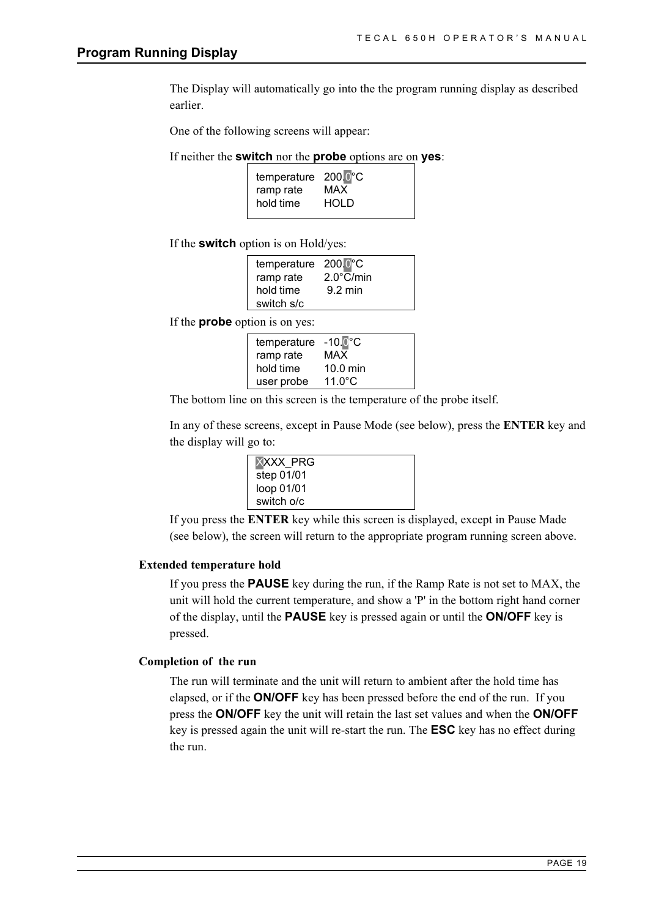## Program Running Display

The Display will automatically go into the the program running display as described earlier.

One of the following screens will appear:

If neither the **switch** nor the **probe** options are on **yes**:

```
temperature   200.0°C
ramp rate     MAX
hold time     HOLD
```

If the **switch** option is on Hold/yes:

```
temperature   200.0°C
ramp rate     2.0°C/min
hold time      9.2 min
switch s/c
```

If the **probe** option is on yes:

```
temperature   -10.0°C
ramp rate     MAX
hold time     10.0 min
user probe    11.0°C
```

The bottom line on this screen is the temperature of the probe itself.

In any of these screens, except in Pause Mode (see below), press the **ENTER** key and the display will go to:

```
XXXX_PRG
step 01/01
loop 01/01
switch o/c
```

If you press the **ENTER** key while this screen is displayed, except in Pause Made (see below), the screen will return to the appropriate program running screen above.

### Extended temperature hold

If you press the **PAUSE** key during the run, if the Ramp Rate is not set to MAX, the unit will hold the current temperature, and show a 'P' in the bottom right hand corner of the display, until the **PAUSE** key is pressed again or until the **ON/OFF** key is pressed.

### Completion of the run

The run will terminate and the unit will return to ambient after the hold time has elapsed, or if the **ON/OFF** key has been pressed before the end of the run. If you press the **ON/OFF** key the unit will retain the last set values and when the **ON/OFF** key is pressed again the unit will re-start the run. The **ESC** key has no effect during the run.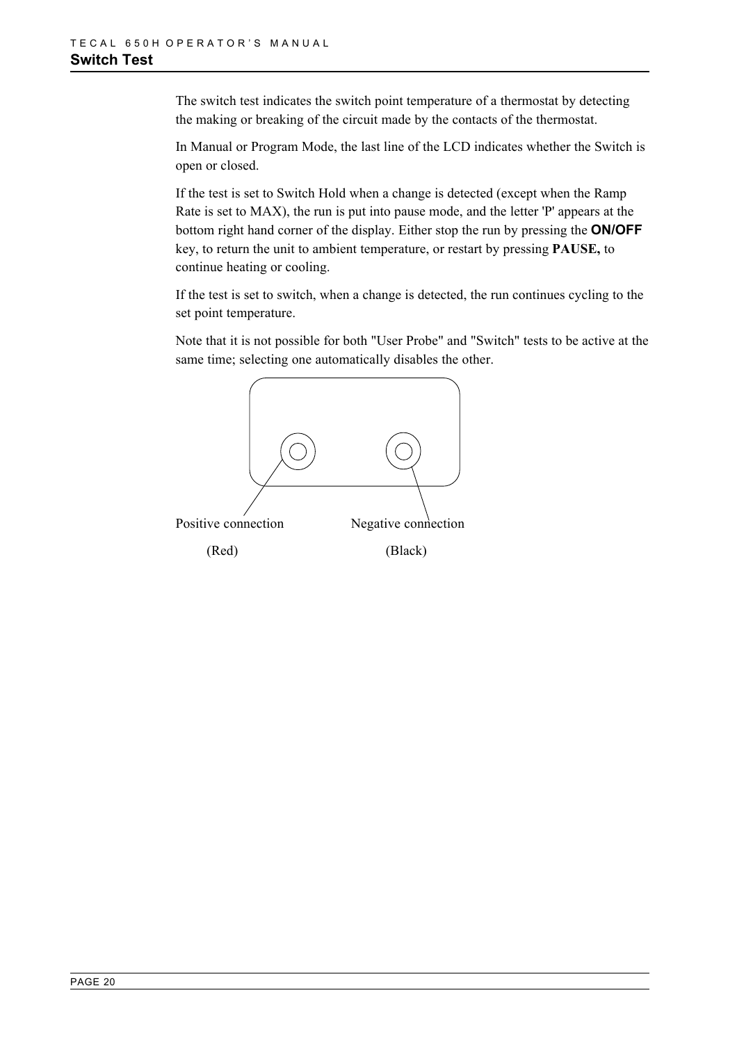## Switch Test

The switch test indicates the switch point temperature of a thermostat by detecting the making or breaking of the circuit made by the contacts of the thermostat.

In Manual or Program Mode, the last line of the LCD indicates whether the Switch is open or closed.

If the test is set to Switch Hold when a change is detected (except when the Ramp Rate is set to MAX), the run is put into pause mode, and the letter 'P' appears at the bottom right hand corner of the display. Either stop the run by pressing the **ON/OFF** key, to return the unit to ambient temperature, or restart by pressing **PAUSE,** to continue heating or cooling.

If the test is set to switch, when a change is detected, the run continues cycling to the set point temperature.

Note that it is not possible for both "User Probe" and "Switch" tests to be active at the same time; selecting one automatically disables the other.

Positive connection (Red)

Negative connection (Black)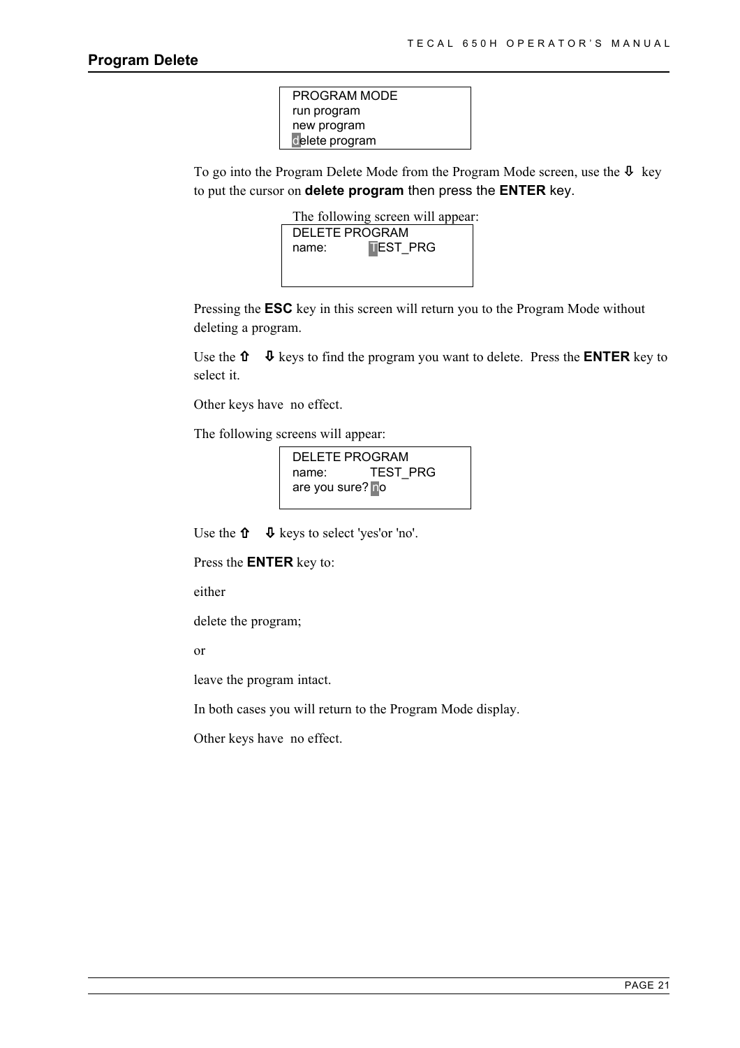## Program Delete

```
PROGRAM MODE
run program
new program
delete program
```

To go into the Program Delete Mode from the Program Mode screen, use the ⇩ key to put the cursor on **delete program** then press the **ENTER** key.

The following screen will appear:

```
DELETE PROGRAM
name:          TEST_PRG
```

Pressing the **ESC** key in this screen will return you to the Program Mode without deleting a program.

Use the ⇧ ⇩ keys to find the program you want to delete. Press the **ENTER** key to select it.

Other keys have no effect.

The following screens will appear:

```
DELETE PROGRAM
name:          TEST_PRG
are you sure? no
```

Use the ⇧ ⇩ keys to select 'yes'or 'no'.

Press the **ENTER** key to:

either

delete the program;

or

leave the program intact.

In both cases you will return to the Program Mode display.

Other keys have no effect.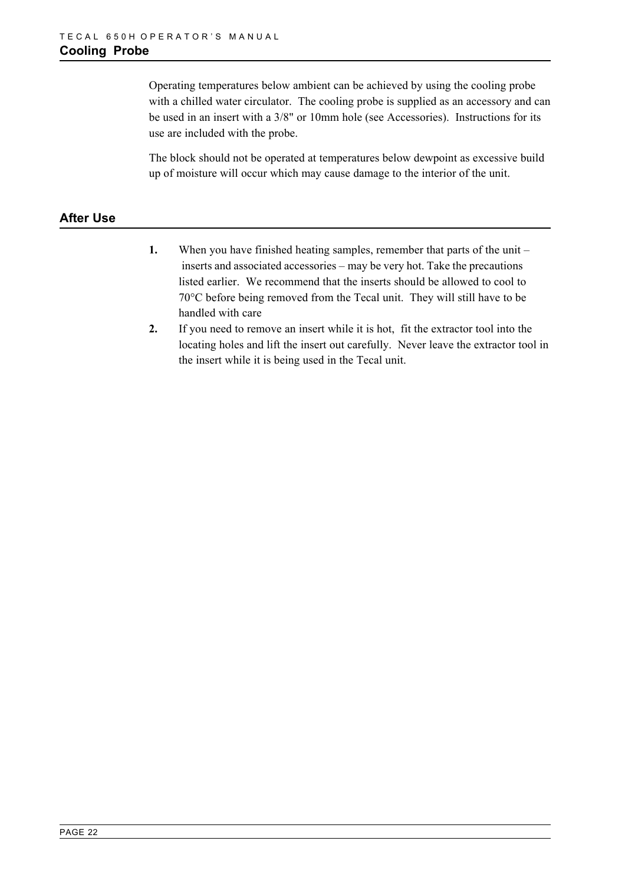## Cooling Probe

Operating temperatures below ambient can be achieved by using the cooling probe with a chilled water circulator. The cooling probe is supplied as an accessory and can be used in an insert with a 3/8" or 10mm hole (see Accessories). Instructions for its use are included with the probe.

The block should not be operated at temperatures below dewpoint as excessive build up of moisture will occur which may cause damage to the interior of the unit.

## After Use

**1.** When you have finished heating samples, remember that parts of the unit – inserts and associated accessories – may be very hot. Take the precautions listed earlier. We recommend that the inserts should be allowed to cool to 70°C before being removed from the Tecal unit. They will still have to be handled with care

**2.** If you need to remove an insert while it is hot, fit the extractor tool into the locating holes and lift the insert out carefully. Never leave the extractor tool in the insert while it is being used in the Tecal unit.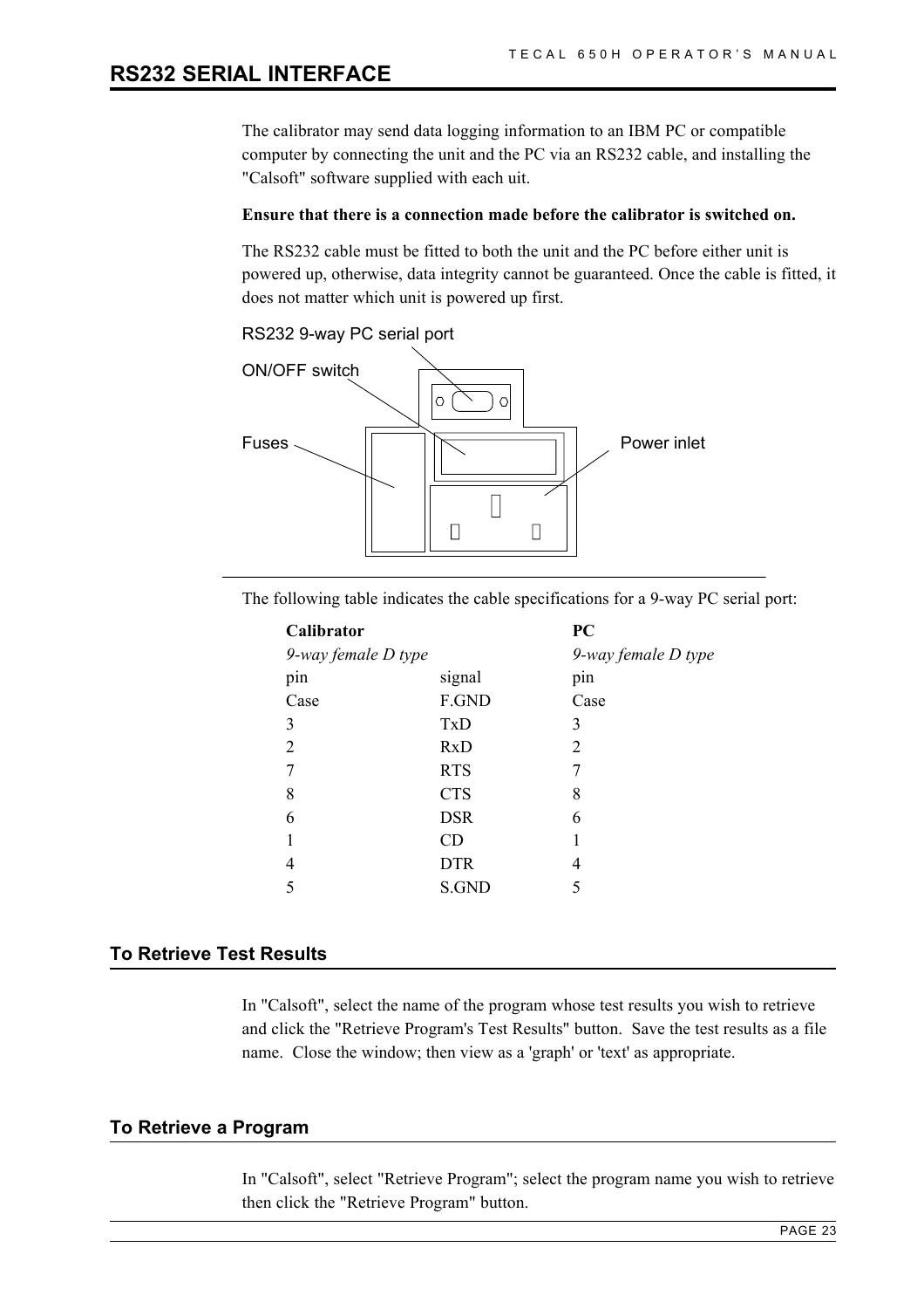# RS232 SERIAL INTERFACE

The calibrator may send data logging information to an IBM PC or compatible computer by connecting the unit and the PC via an RS232 cable, and installing the "Calsoft" software supplied with each uit.

**Ensure that there is a connection made before the calibrator is switched on.**

The RS232 cable must be fitted to both the unit and the PC before either unit is powered up, otherwise, data integrity cannot be guaranteed. Once the cable is fitted, it does not matter which unit is powered up first.

RS232 9-way PC serial port

ON/OFF switch

Fuses

Power inlet

The following table indicates the cable specifications for a 9-way PC serial port:

| **Calibrator** | | **PC** |
|---|---|---|
| *9-way female D type* | | *9-way female D type* |
| pin | signal | pin |
| Case | F.GND | Case |
| 3 | TxD | 3 |
| 2 | RxD | 2 |
| 7 | RTS | 7 |
| 8 | CTS | 8 |
| 6 | DSR | 6 |
| 1 | CD | 1 |
| 4 | DTR | 4 |
| 5 | S.GND | 5 |

## To Retrieve Test Results

In "Calsoft", select the name of the program whose test results you wish to retrieve and click the "Retrieve Program's Test Results" button. Save the test results as a file name. Close the window; then view as a 'graph' or 'text' as appropriate.

## To Retrieve a Program

In "Calsoft", select "Retrieve Program"; select the program name you wish to retrieve then click the "Retrieve Program" button.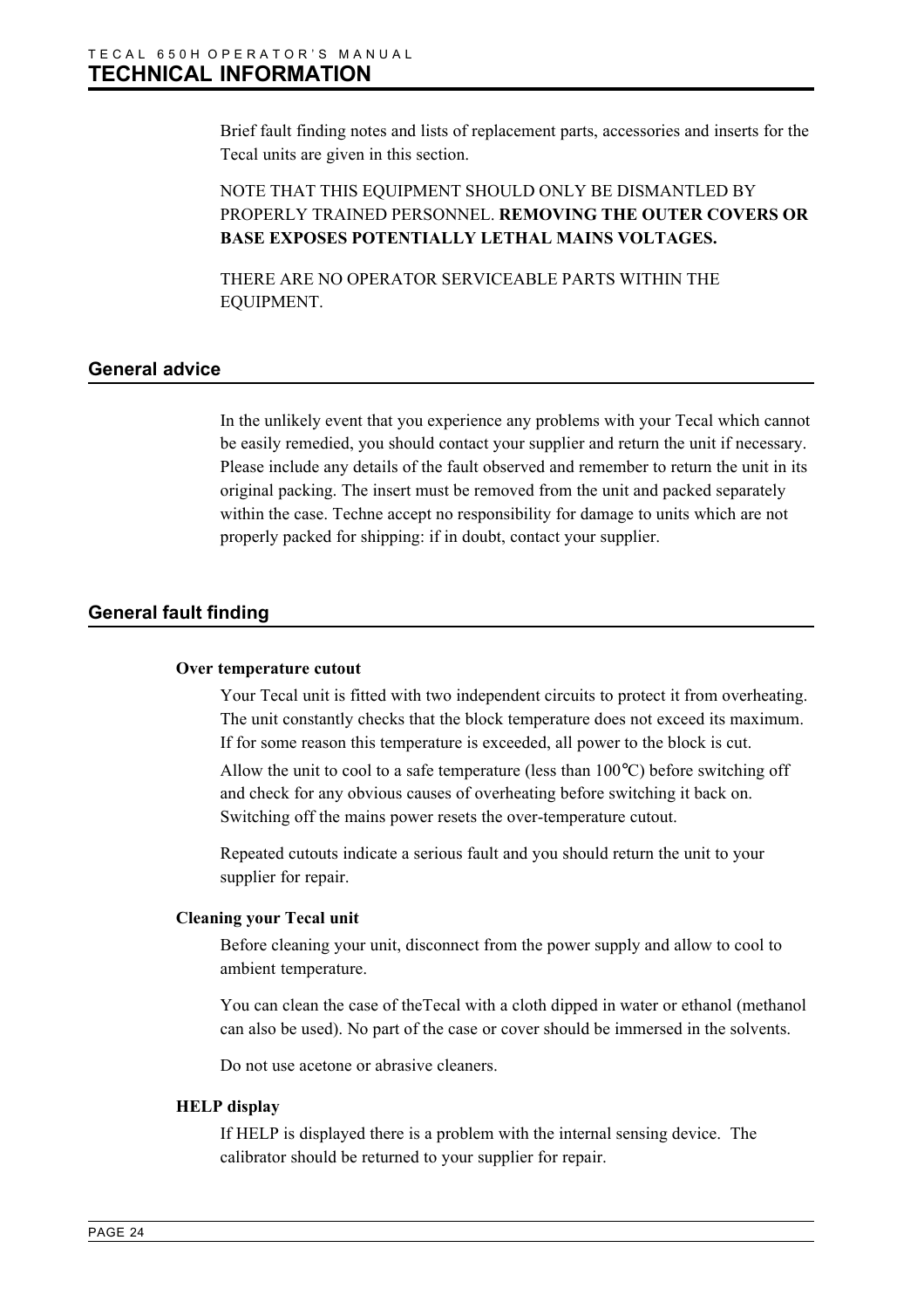# TECHNICAL INFORMATION

Brief fault finding notes and lists of replacement parts, accessories and inserts for the Tecal units are given in this section.

NOTE THAT THIS EQUIPMENT SHOULD ONLY BE DISMANTLED BY PROPERLY TRAINED PERSONNEL. **REMOVING THE OUTER COVERS OR BASE EXPOSES POTENTIALLY LETHAL MAINS VOLTAGES.**

THERE ARE NO OPERATOR SERVICEABLE PARTS WITHIN THE EQUIPMENT.

## General advice

In the unlikely event that you experience any problems with your Tecal which cannot be easily remedied, you should contact your supplier and return the unit if necessary. Please include any details of the fault observed and remember to return the unit in its original packing. The insert must be removed from the unit and packed separately within the case. Techne accept no responsibility for damage to units which are not properly packed for shipping: if in doubt, contact your supplier.

## General fault finding

### Over temperature cutout

Your Tecal unit is fitted with two independent circuits to protect it from overheating. The unit constantly checks that the block temperature does not exceed its maximum. If for some reason this temperature is exceeded, all power to the block is cut.

Allow the unit to cool to a safe temperature (less than 100°C) before switching off and check for any obvious causes of overheating before switching it back on. Switching off the mains power resets the over-temperature cutout.

Repeated cutouts indicate a serious fault and you should return the unit to your supplier for repair.

### Cleaning your Tecal unit

Before cleaning your unit, disconnect from the power supply and allow to cool to ambient temperature.

You can clean the case of theTecal with a cloth dipped in water or ethanol (methanol can also be used). No part of the case or cover should be immersed in the solvents.

Do not use acetone or abrasive cleaners.

### HELP display

If HELP is displayed there is a problem with the internal sensing device. The calibrator should be returned to your supplier for repair.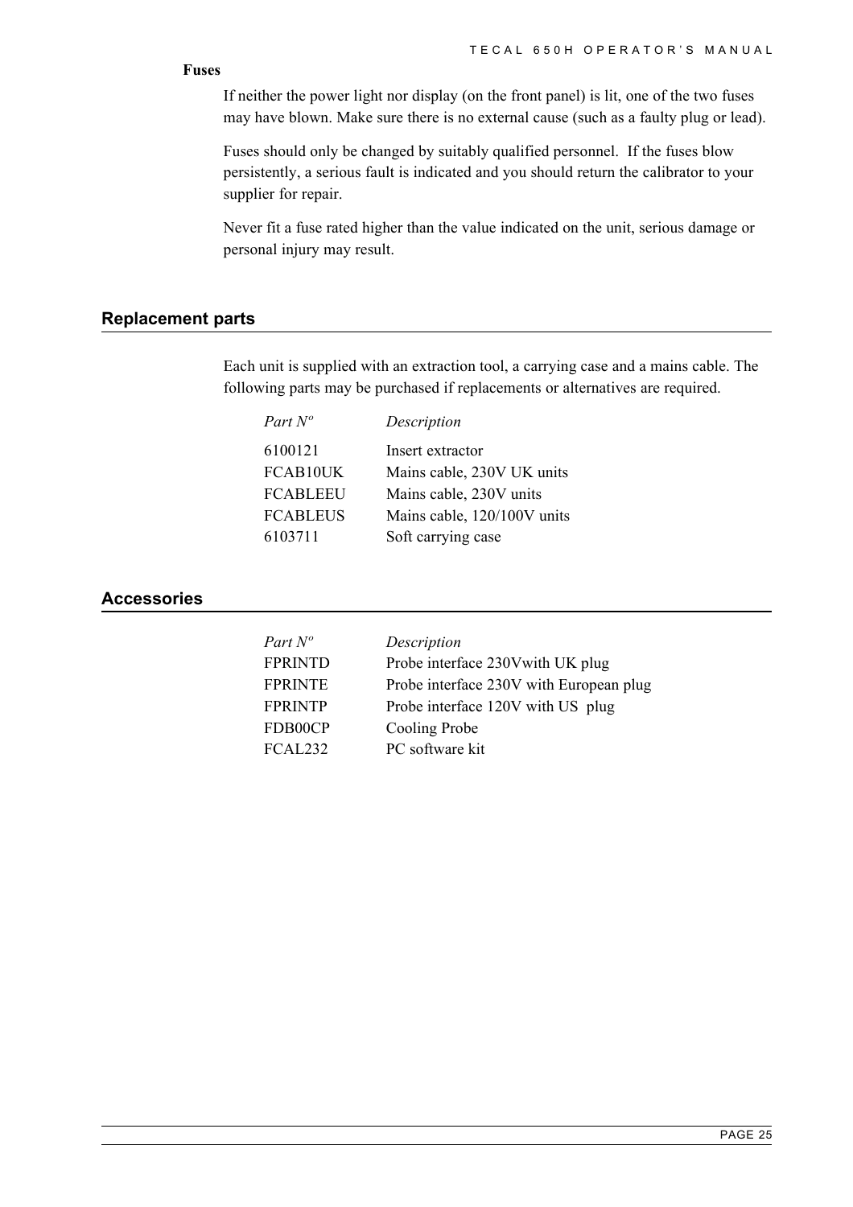**Fuses**

If neither the power light nor display (on the front panel) is lit, one of the two fuses may have blown. Make sure there is no external cause (such as a faulty plug or lead).

Fuses should only be changed by suitably qualified personnel. If the fuses blow persistently, a serious fault is indicated and you should return the calibrator to your supplier for repair.

Never fit a fuse rated higher than the value indicated on the unit, serious damage or personal injury may result.

## Replacement parts

Each unit is supplied with an extraction tool, a carrying case and a mains cable. The following parts may be purchased if replacements or alternatives are required.

| *Part Nº* | *Description* |
|---|---|
| 6100121 | Insert extractor |
| FCAB10UK | Mains cable, 230V UK units |
| FCABLEEU | Mains cable, 230V units |
| FCABLEUS | Mains cable, 120/100V units |
| 6103711 | Soft carrying case |

## Accessories

| *Part Nº* | *Description* |
|---|---|
| FPRINTD | Probe interface 230Vwith UK plug |
| FPRINTE | Probe interface 230V with European plug |
| FPRINTP | Probe interface 120V with US plug |
| FDB00CP | Cooling Probe |
| FCAL232 | PC software kit |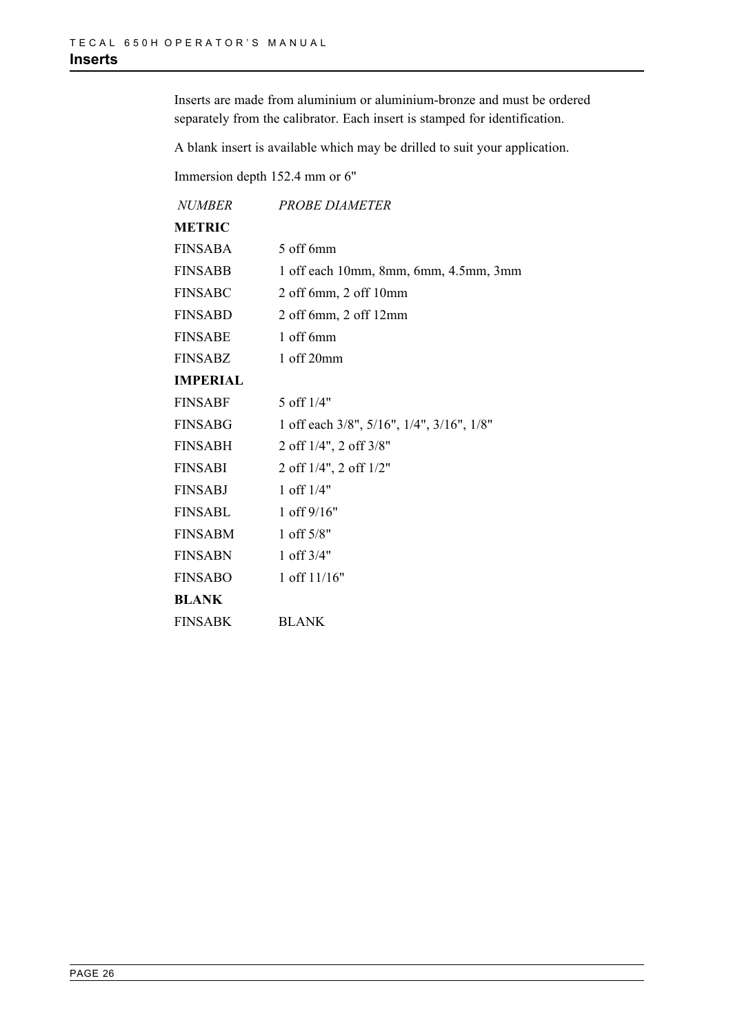# Inserts

Inserts are made from aluminium or aluminium-bronze and must be ordered separately from the calibrator. Each insert is stamped for identification.

A blank insert is available which may be drilled to suit your application.

Immersion depth 152.4 mm or 6"

| *NUMBER* | *PROBE DIAMETER* |
|---|---|
| **METRIC** | |
| FINSABA | 5 off 6mm |
| FINSABB | 1 off each 10mm, 8mm, 6mm, 4.5mm, 3mm |
| FINSABC | 2 off 6mm, 2 off 10mm |
| FINSABD | 2 off 6mm, 2 off 12mm |
| FINSABE | 1 off 6mm |
| FINSABZ | 1 off 20mm |
| **IMPERIAL** | |
| FINSABF | 5 off 1/4" |
| FINSABG | 1 off each 3/8", 5/16", 1/4", 3/16", 1/8" |
| FINSABH | 2 off 1/4", 2 off 3/8" |
| FINSABI | 2 off 1/4", 2 off 1/2" |
| FINSABJ | 1 off 1/4" |
| FINSABL | 1 off 9/16" |
| FINSABM | 1 off 5/8" |
| FINSABN | 1 off 3/4" |
| FINSABO | 1 off 11/16" |
| **BLANK** | |
| FINSABK | BLANK |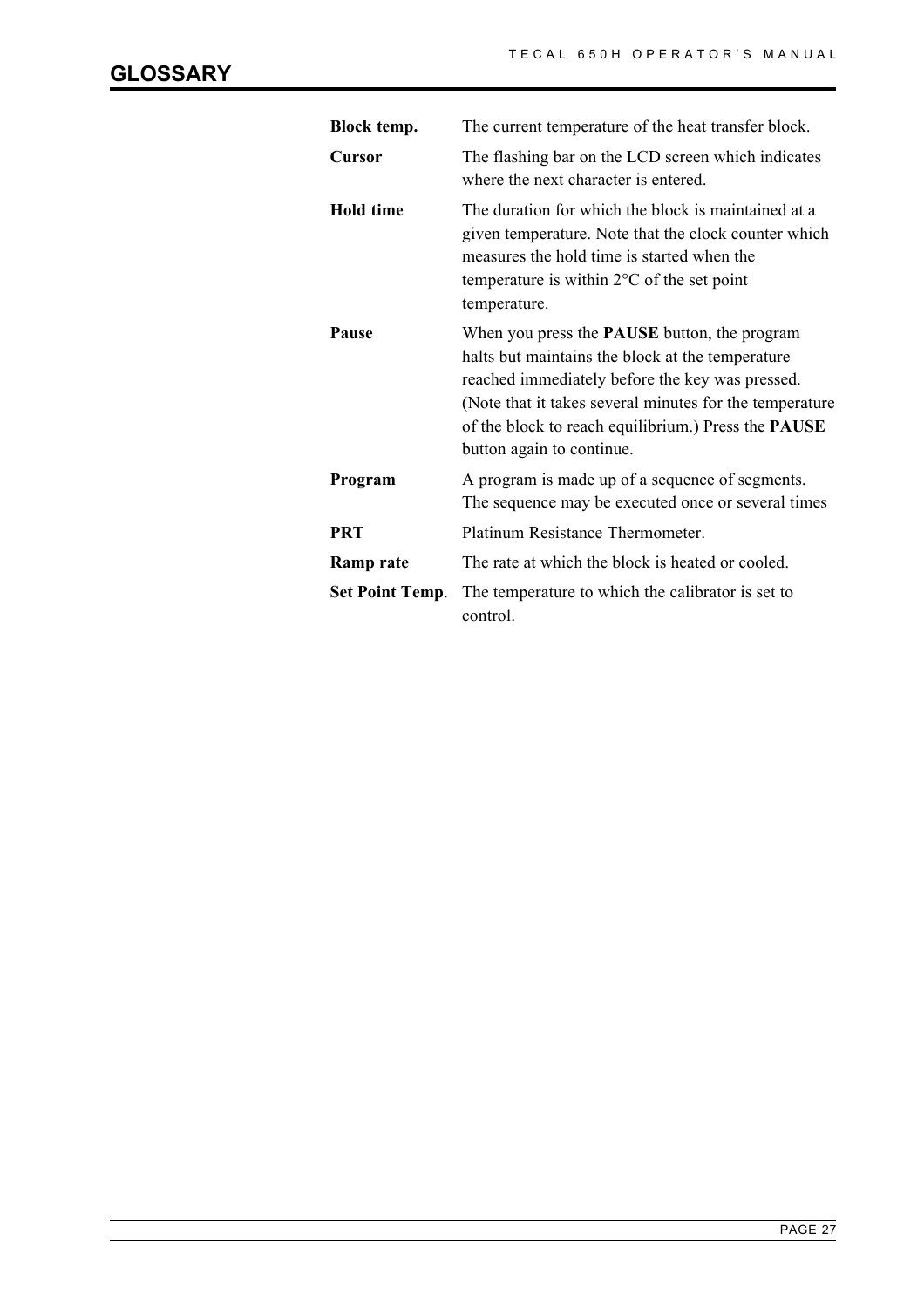# GLOSSARY

| | |
|---|---|
| **Block temp.** | The current temperature of the heat transfer block. |
| **Cursor** | The flashing bar on the LCD screen which indicates where the next character is entered. |
| **Hold time** | The duration for which the block is maintained at a given temperature. Note that the clock counter which measures the hold time is started when the temperature is within 2°C of the set point temperature. |
| **Pause** | When you press the **PAUSE** button, the program halts but maintains the block at the temperature reached immediately before the key was pressed. (Note that it takes several minutes for the temperature of the block to reach equilibrium.) Press the **PAUSE** button again to continue. |
| **Program** | A program is made up of a sequence of segments. The sequence may be executed once or several times |
| **PRT** | Platinum Resistance Thermometer. |
| **Ramp rate** | The rate at which the block is heated or cooled. |
| **Set Point Temp**. | The temperature to which the calibrator is set to control. |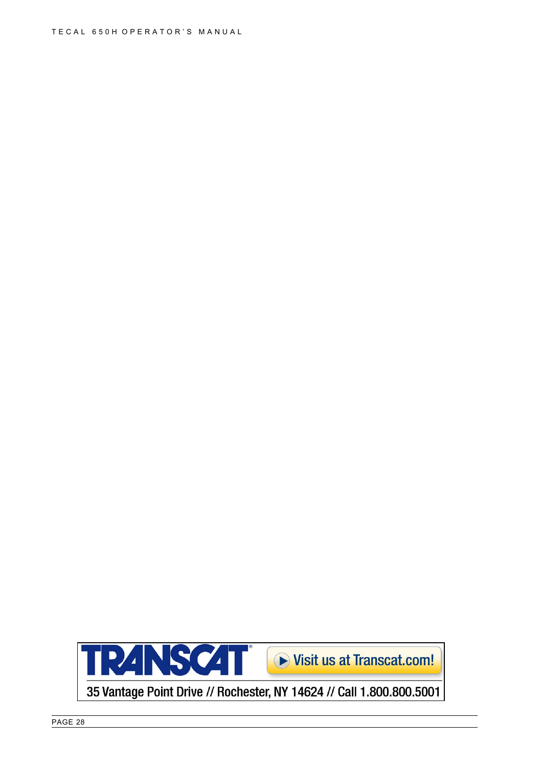TRANSCAT®

Visit us at Transcat.com!

35 Vantage Point Drive // Rochester, NY 14624 // Call 1.800.800.5001